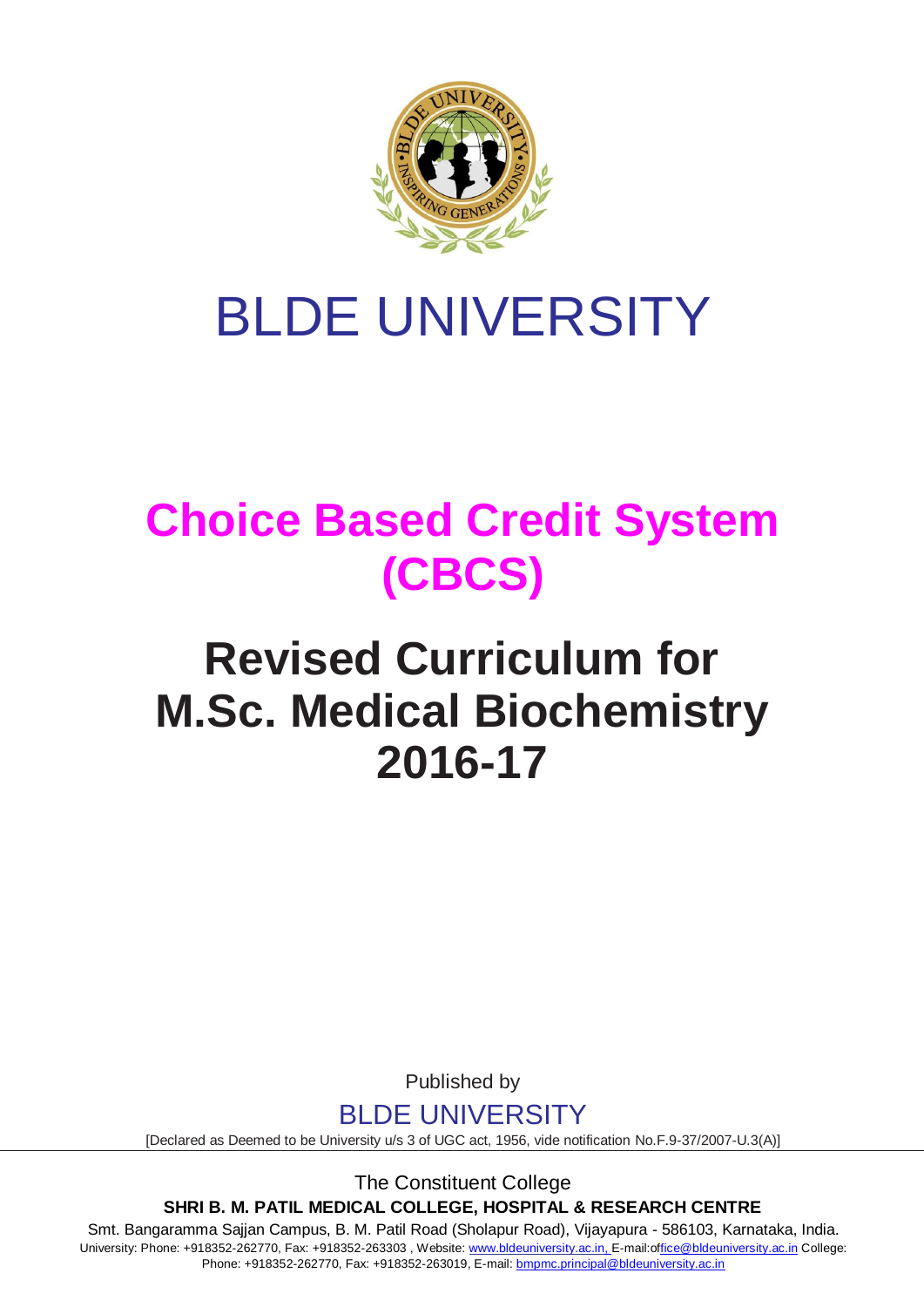# BLDE UNIVERSITY

## Choice Based Credit System (CBCS)

# Revised Curriculum for M.Sc. Medical Biochemistry 2016-17

Published by

BLDE UNIVERSITY

[Declared as Deemed to be University u/s 3 of UGC act, 1956, vide notification No.F.9-37/2007-U.3(A)]

The Constituent College

**SHRI B. M. PATIL MEDICAL COLLEGE, HOSPITAL & RESEARCH CENTRE**

Smt. Bangaramma Sajjan Campus, B. M. Patil Road (Sholapur Road), Vijayapura - 586103, Karnataka, India.

University: Phone: +918352-262770, Fax: +918352-263303 , Website: www.bldeuniversity.ac.in, E-mail:office@bldeuniversity.ac.in College: Phone: +918352-262770, Fax: +918352-263019, E-mail: bmpmc.principal@bldeuniversity.ac.in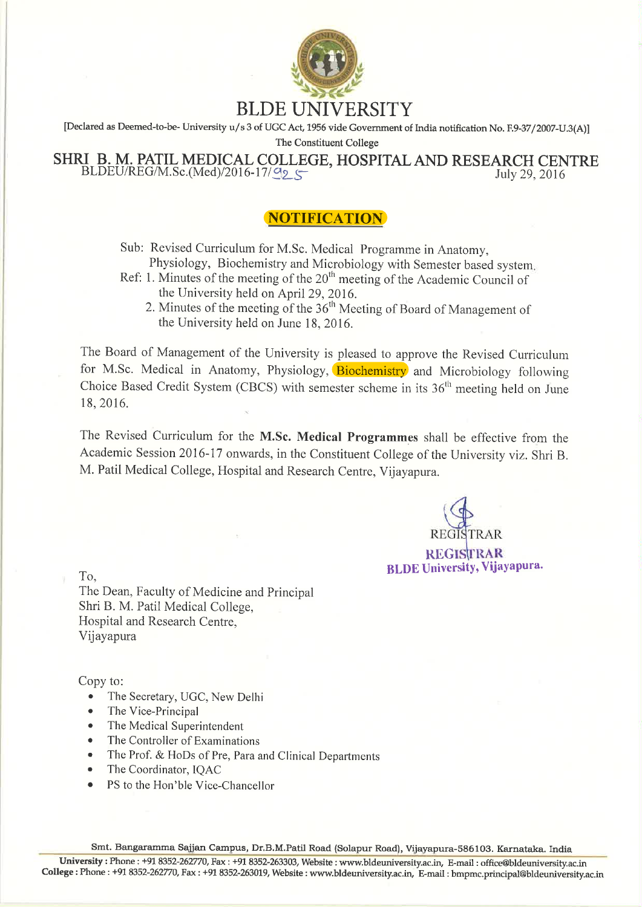# BLDE UNIVERSITY

[Declared as Deemed-to-be- University u/s 3 of UGC Act, 1956 vide Government of India notification No. F.9-37/2007-U.3(A)]

The Constituent College

## SHRI B. M. PATIL MEDICAL COLLEGE, HOSPITAL AND RESEARCH CENTRE

BLDEU/REG/M.Sc.(Med)/2016-17/925 July 29, 2016

## NOTIFICATION

Sub: Revised Curriculum for M.Sc. Medical Programme in Anatomy, Physiology, Biochemistry and Microbiology with Semester based system.

Ref: 1. Minutes of the meeting of the 20th meeting of the Academic Council of the University held on April 29, 2016.

2. Minutes of the meeting of the 36th Meeting of Board of Management of the University held on June 18, 2016.

The Board of Management of the University is pleased to approve the Revised Curriculum for M.Sc. Medical in Anatomy, Physiology, Biochemistry and Microbiology following Choice Based Credit System (CBCS) with semester scheme in its 36th meeting held on June 18, 2016.

The Revised Curriculum for the **M.Sc. Medical Programmes** shall be effective from the Academic Session 2016-17 onwards, in the Constituent College of the University viz. Shri B. M. Patil Medical College, Hospital and Research Centre, Vijayapura.

REGISTRAR

REGISTRAR
BLDE University, Vijayapura.

To,
The Dean, Faculty of Medicine and Principal
Shri B. M. Patil Medical College,
Hospital and Research Centre,
Vijayapura

Copy to:

- The Secretary, UGC, New Delhi
- The Vice-Principal
- The Medical Superintendent
- The Controller of Examinations
- The Prof. & HoDs of Pre, Para and Clinical Departments
- The Coordinator, IQAC
- PS to the Hon'ble Vice-Chancellor

Smt. Bangaramma Sajjan Campus, Dr.B.M.Patil Road (Solapur Road), Vijayapura-586103. Karnataka. India

**University :** Phone : +91 8352-262770, Fax : +91 8352-263303, Website : www.bldeuniversity.ac.in, E-mail : office@bldeuniversity.ac.in
**College :** Phone : +91 8352-262770, Fax : +91 8352-263019, Website : www.bldeuniversity.ac.in, E-mail : bmpmc.principal@bldeuniversity.ac.in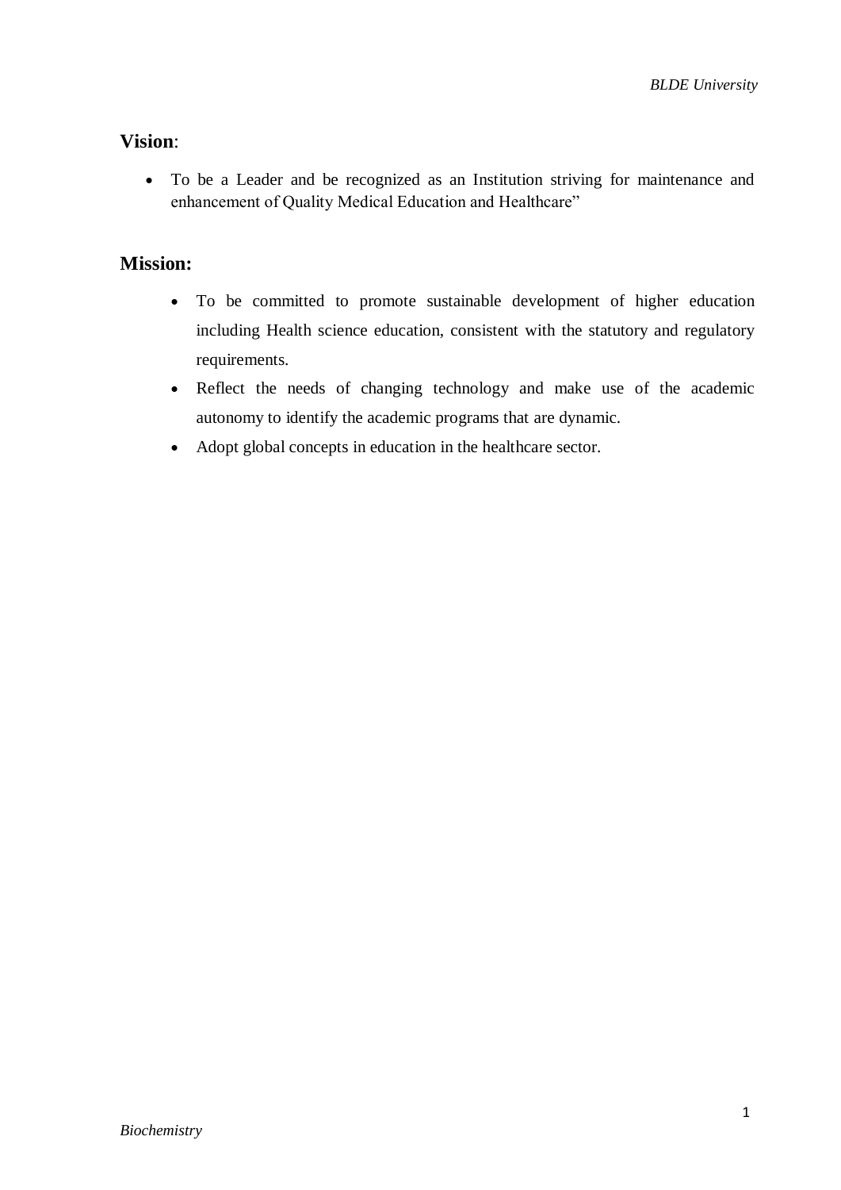## Vision:

- To be a Leader and be recognized as an Institution striving for maintenance and enhancement of Quality Medical Education and Healthcare"

## Mission:

- To be committed to promote sustainable development of higher education including Health science education, consistent with the statutory and regulatory requirements.
- Reflect the needs of changing technology and make use of the academic autonomy to identify the academic programs that are dynamic.
- Adopt global concepts in education in the healthcare sector.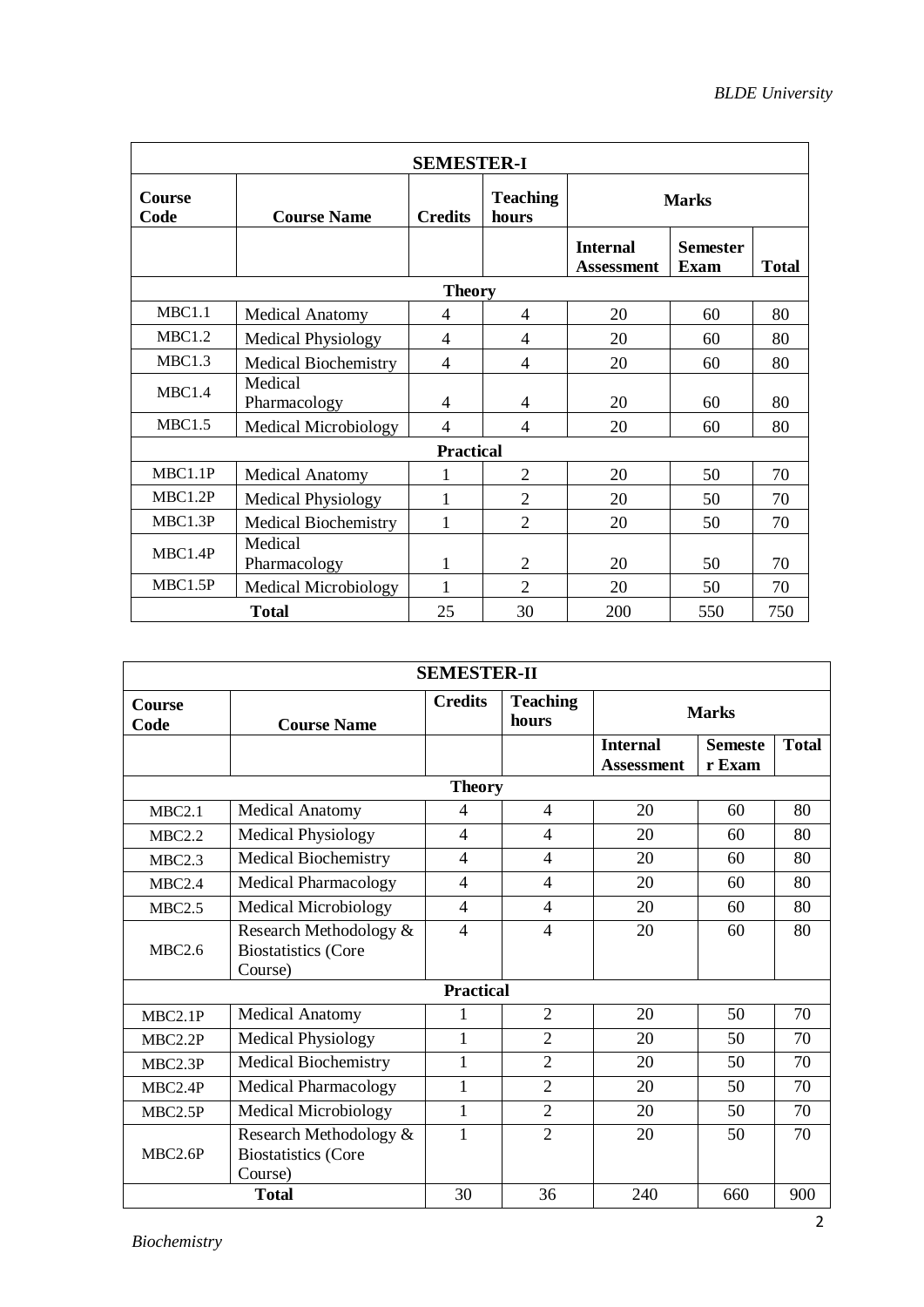| **SEMESTER-I** | | | | | | |
|---|---|---|---|---|---|---|
| **Course Code** | **Course Name** | **Credits** | **Teaching hours** | **Marks** | | |
| | | | | **Internal Assessment** | **Semester Exam** | **Total** |
| **Theory** | | | | | | |
| MBC1.1 | Medical Anatomy | 4 | 4 | 20 | 60 | 80 |
| MBC1.2 | Medical Physiology | 4 | 4 | 20 | 60 | 80 |
| MBC1.3 | Medical Biochemistry | 4 | 4 | 20 | 60 | 80 |
| MBC1.4 | Medical Pharmacology | 4 | 4 | 20 | 60 | 80 |
| MBC1.5 | Medical Microbiology | 4 | 4 | 20 | 60 | 80 |
| **Practical** | | | | | | |
| MBC1.1P | Medical Anatomy | 1 | 2 | 20 | 50 | 70 |
| MBC1.2P | Medical Physiology | 1 | 2 | 20 | 50 | 70 |
| MBC1.3P | Medical Biochemistry | 1 | 2 | 20 | 50 | 70 |
| MBC1.4P | Medical Pharmacology | 1 | 2 | 20 | 50 | 70 |
| MBC1.5P | Medical Microbiology | 1 | 2 | 20 | 50 | 70 |
| **Total** | | 25 | 30 | 200 | 550 | 750 |

| **SEMESTER-II** | | | | | | |
|---|---|---|---|---|---|---|
| **Course Code** | **Course Name** | **Credits** | **Teaching hours** | **Marks** | | |
| | | | | **Internal Assessment** | **Semester Exam** | **Total** |
| **Theory** | | | | | | |
| MBC2.1 | Medical Anatomy | 4 | 4 | 20 | 60 | 80 |
| MBC2.2 | Medical Physiology | 4 | 4 | 20 | 60 | 80 |
| MBC2.3 | Medical Biochemistry | 4 | 4 | 20 | 60 | 80 |
| MBC2.4 | Medical Pharmacology | 4 | 4 | 20 | 60 | 80 |
| MBC2.5 | Medical Microbiology | 4 | 4 | 20 | 60 | 80 |
| MBC2.6 | Research Methodology & Biostatistics (Core Course) | 4 | 4 | 20 | 60 | 80 |
| **Practical** | | | | | | |
| MBC2.1P | Medical Anatomy | 1 | 2 | 20 | 50 | 70 |
| MBC2.2P | Medical Physiology | 1 | 2 | 20 | 50 | 70 |
| MBC2.3P | Medical Biochemistry | 1 | 2 | 20 | 50 | 70 |
| MBC2.4P | Medical Pharmacology | 1 | 2 | 20 | 50 | 70 |
| MBC2.5P | Medical Microbiology | 1 | 2 | 20 | 50 | 70 |
| MBC2.6P | Research Methodology & Biostatistics (Core Course) | 1 | 2 | 20 | 50 | 70 |
| **Total** | | 30 | 36 | 240 | 660 | 900 |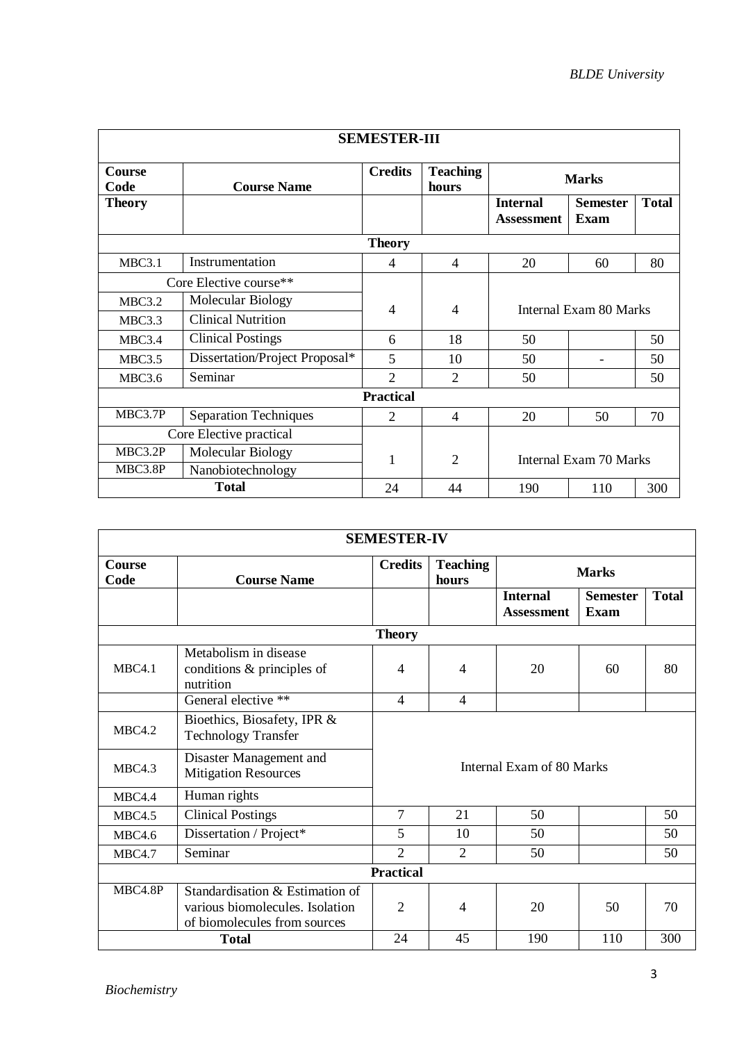| SEMESTER-III | | | | | | |
|---|---|---|---|---|---|---|
| **Course Code** | **Course Name** | **Credits** | **Teaching hours** | **Marks** | | |
| **Theory** | | | | **Internal Assessment** | **Semester Exam** | **Total** |
| **Theory** | | | | | | |
| MBC3.1 | Instrumentation | 4 | 4 | 20 | 60 | 80 |
| Core Elective course** | | 4 | 4 | Internal Exam 80 Marks | | |
| MBC3.2 | Molecular Biology | | | | | |
| MBC3.3 | Clinical Nutrition | | | | | |
| MBC3.4 | Clinical Postings | 6 | 18 | 50 | | 50 |
| MBC3.5 | Dissertation/Project Proposal* | 5 | 10 | 50 | - | 50 |
| MBC3.6 | Seminar | 2 | 2 | 50 | | 50 |
| **Practical** | | | | | | |
| MBC3.7P | Separation Techniques | 2 | 4 | 20 | 50 | 70 |
| Core Elective practical | | 1 | 2 | Internal Exam 70 Marks | | |
| MBC3.2P | Molecular Biology | | | | | |
| MBC3.8P | Nanobiotechnology | | | | | |
| **Total** | | 24 | 44 | 190 | 110 | 300 |

| SEMESTER-IV | | | | | | |
|---|---|---|---|---|---|---|
| **Course Code** | **Course Name** | **Credits** | **Teaching hours** | **Marks** | | |
| | | | | **Internal Assessment** | **Semester Exam** | **Total** |
| **Theory** | | | | | | |
| MBC4.1 | Metabolism in disease conditions & principles of nutrition | 4 | 4 | 20 | 60 | 80 |
| | General elective ** | 4 | 4 | | | |
| MBC4.2 | Bioethics, Biosafety, IPR & Technology Transfer | Internal Exam of 80 Marks | | | | |
| MBC4.3 | Disaster Management and Mitigation Resources | | | | | |
| MBC4.4 | Human rights | | | | | |
| MBC4.5 | Clinical Postings | 7 | 21 | 50 | | 50 |
| MBC4.6 | Dissertation / Project* | 5 | 10 | 50 | | 50 |
| MBC4.7 | Seminar | 2 | 2 | 50 | | 50 |
| **Practical** | | | | | | |
| MBC4.8P | Standardisation & Estimation of various biomolecules. Isolation of biomolecules from sources | 2 | 4 | 20 | 50 | 70 |
| **Total** | | 24 | 45 | 190 | 110 | 300 |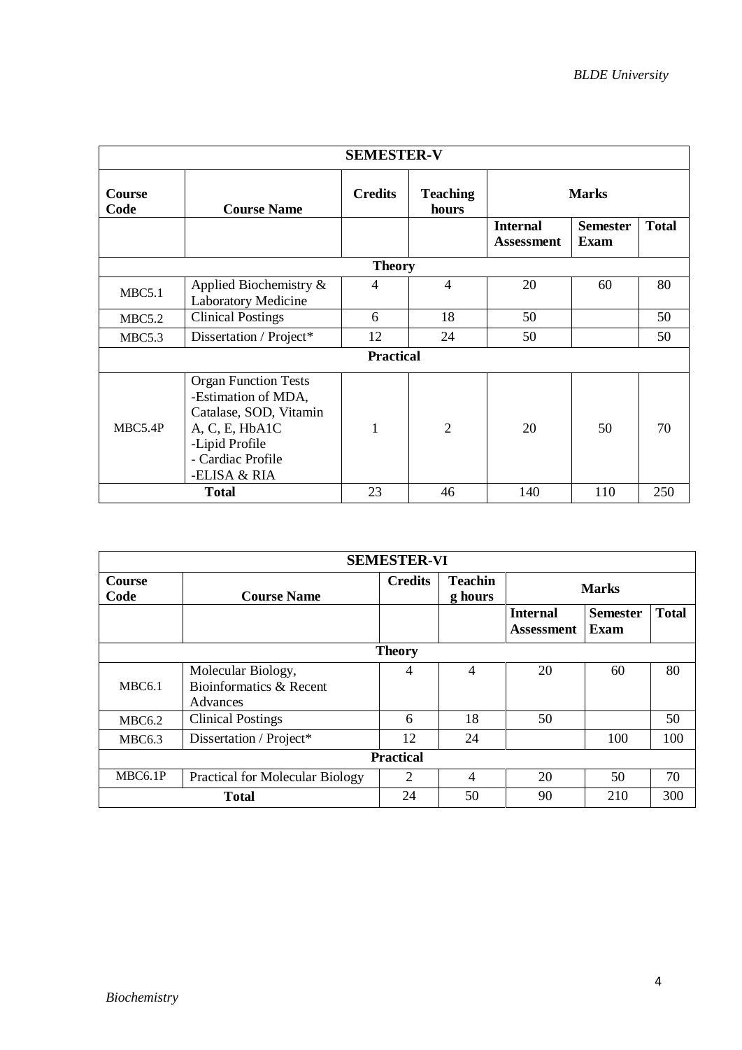| SEMESTER-V | | | | | | |
|---|---|---|---|---|---|---|
| **Course Code** | **Course Name** | **Credits** | **Teaching hours** | **Marks** | | |
| | | | | **Internal Assessment** | **Semester Exam** | **Total** |
| **Theory** | | | | | | |
| MBC5.1 | Applied Biochemistry & Laboratory Medicine | 4 | 4 | 20 | 60 | 80 |
| MBC5.2 | Clinical Postings | 6 | 18 | 50 | | 50 |
| MBC5.3 | Dissertation / Project* | 12 | 24 | 50 | | 50 |
| **Practical** | | | | | | |
| MBC5.4P | Organ Function Tests<br>-Estimation of MDA, Catalase, SOD, Vitamin A, C, E, HbA1C<br>-Lipid Profile<br>- Cardiac Profile<br>-ELISA & RIA | 1 | 2 | 20 | 50 | 70 |
| **Total** | | 23 | 46 | 140 | 110 | 250 |

| SEMESTER-VI | | | | | | |
|---|---|---|---|---|---|---|
| **Course Code** | **Course Name** | **Credits** | **Teaching hours** | **Marks** | | |
| | | | | **Internal Assessment** | **Semester Exam** | **Total** |
| **Theory** | | | | | | |
| MBC6.1 | Molecular Biology, Bioinformatics & Recent Advances | 4 | 4 | 20 | 60 | 80 |
| MBC6.2 | Clinical Postings | 6 | 18 | 50 | | 50 |
| MBC6.3 | Dissertation / Project* | 12 | 24 | | 100 | 100 |
| **Practical** | | | | | | |
| MBC6.1P | Practical for Molecular Biology | 2 | 4 | 20 | 50 | 70 |
| **Total** | | 24 | 50 | 90 | 210 | 300 |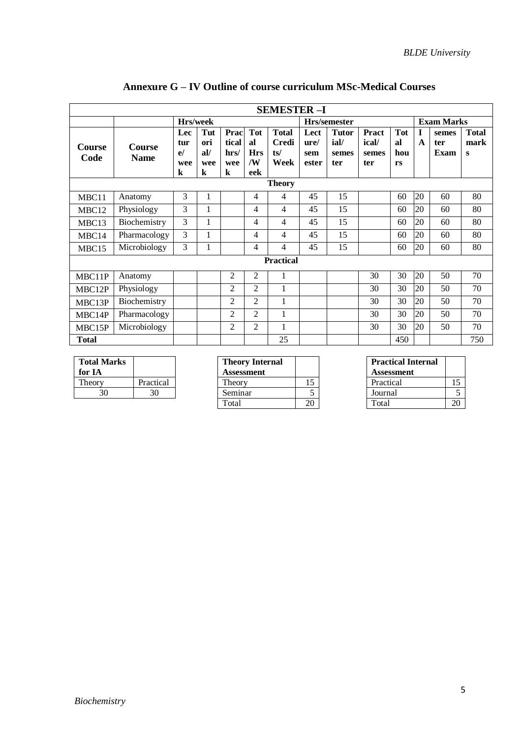## Annexure G – IV Outline of course curriculum MSc-Medical Courses

| SEMESTER –I | | | | | | | | | | | | | |
|---|---|---|---|---|---|---|---|---|---|---|---|---|---|
| | | Hrs/week | | | | | Hrs/semester | | | | Exam Marks | | |
| **Course Code** | **Course Name** | **Lecture/week** | **Tutorial/week** | **Practical hrs/week** | **Total Hrs/Week** | **Total Credits/Week** | **Lecture/semester** | **Tutorial/semester** | **Practical/semester** | **Total hours** | **IA** | **semester Exam** | **Total marks** |
| **Theory** | | | | | | | | | | | | | |
| MBC11 | Anatomy | 3 | 1 | | 4 | 4 | 45 | 15 | | 60 | 20 | 60 | 80 |
| MBC12 | Physiology | 3 | 1 | | 4 | 4 | 45 | 15 | | 60 | 20 | 60 | 80 |
| MBC13 | Biochemistry | 3 | 1 | | 4 | 4 | 45 | 15 | | 60 | 20 | 60 | 80 |
| MBC14 | Pharmacology | 3 | 1 | | 4 | 4 | 45 | 15 | | 60 | 20 | 60 | 80 |
| MBC15 | Microbiology | 3 | 1 | | 4 | 4 | 45 | 15 | | 60 | 20 | 60 | 80 |
| **Practical** | | | | | | | | | | | | | |
| MBC11P | Anatomy | | | 2 | 2 | 1 | | | 30 | 30 | 20 | 50 | 70 |
| MBC12P | Physiology | | | 2 | 2 | 1 | | | 30 | 30 | 20 | 50 | 70 |
| MBC13P | Biochemistry | | | 2 | 2 | 1 | | | 30 | 30 | 20 | 50 | 70 |
| MBC14P | Pharmacology | | | 2 | 2 | 1 | | | 30 | 30 | 20 | 50 | 70 |
| MBC15P | Microbiology | | | 2 | 2 | 1 | | | 30 | 30 | 20 | 50 | 70 |
| **Total** | | | | | | 25 | | | | 450 | | | 750 |

| **Total Marks for IA** | |
|---|---|
| Theory | Practical |
| 30 | 30 |

| **Theory Internal Assessment** | |
|---|---|
| Theory | 15 |
| Seminar | 5 |
| Total | 20 |

| **Practical Internal Assessment** | |
|---|---|
| Practical | 15 |
| Journal | 5 |
| Total | 20 |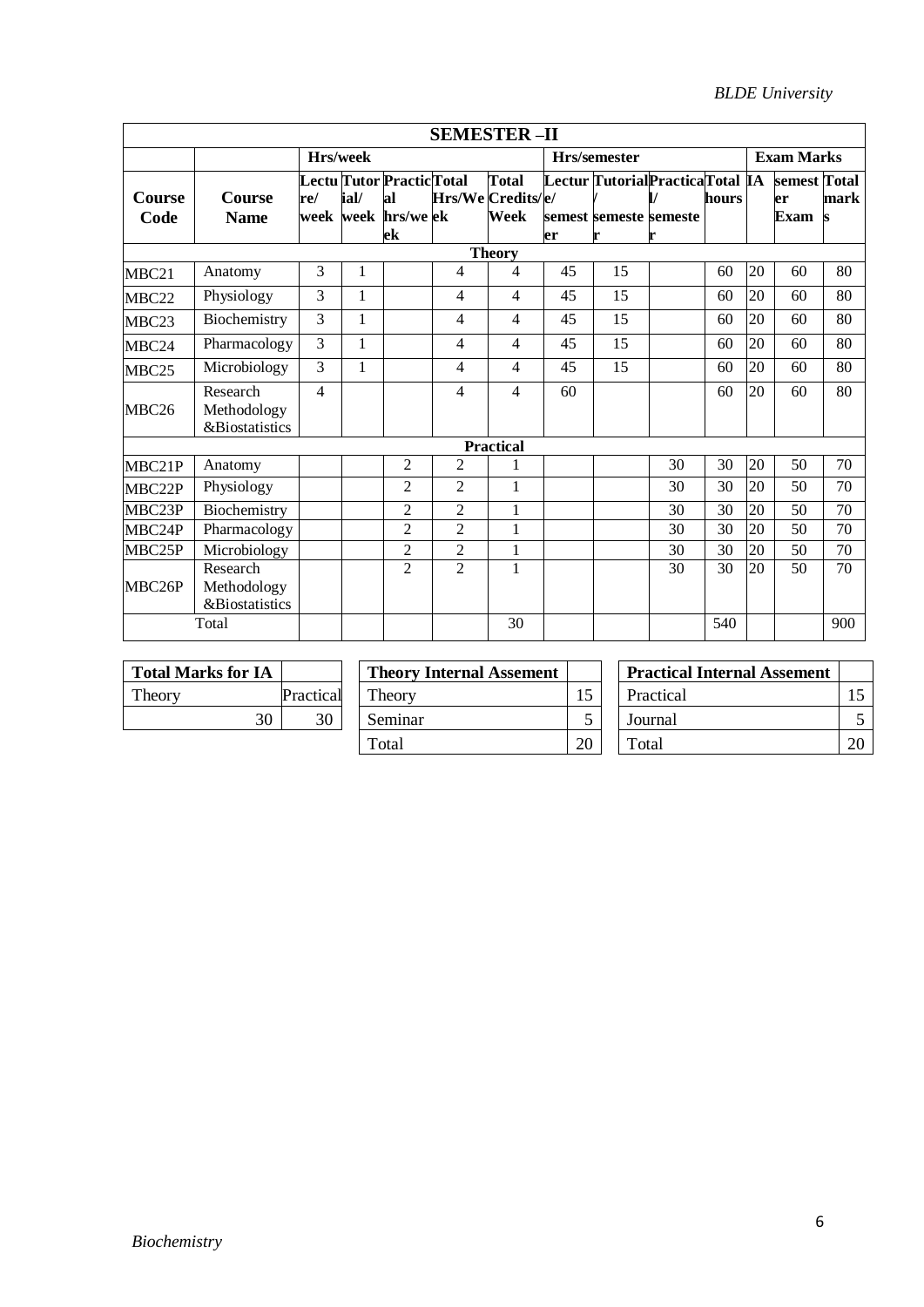## SEMESTER –II

| Course Code | Course Name | Hrs/week | | | | | Hrs/semester | | | | Exam Marks | | |
|---|---|---|---|---|---|---|---|---|---|---|---|---|---|
| | | Lecture/ week | Tutorial/ week | Practical hrs/week | Total Hrs/Week | Total Credits/ Week | Lecture/ semester | Tutorial/ semester | Practical/ semester | Total hours | IA | semester Exam | Total marks |
| **Theory** | | | | | | | | | | | | | |
| MBC21 | Anatomy | 3 | 1 | | 4 | 4 | 45 | 15 | | 60 | 20 | 60 | 80 |
| MBC22 | Physiology | 3 | 1 | | 4 | 4 | 45 | 15 | | 60 | 20 | 60 | 80 |
| MBC23 | Biochemistry | 3 | 1 | | 4 | 4 | 45 | 15 | | 60 | 20 | 60 | 80 |
| MBC24 | Pharmacology | 3 | 1 | | 4 | 4 | 45 | 15 | | 60 | 20 | 60 | 80 |
| MBC25 | Microbiology | 3 | 1 | | 4 | 4 | 45 | 15 | | 60 | 20 | 60 | 80 |
| MBC26 | Research Methodology &Biostatistics | 4 | | | 4 | 4 | 60 | | | 60 | 20 | 60 | 80 |
| **Practical** | | | | | | | | | | | | | |
| MBC21P | Anatomy | | | 2 | 2 | 1 | | | 30 | 30 | 20 | 50 | 70 |
| MBC22P | Physiology | | | 2 | 2 | 1 | | | 30 | 30 | 20 | 50 | 70 |
| MBC23P | Biochemistry | | | 2 | 2 | 1 | | | 30 | 30 | 20 | 50 | 70 |
| MBC24P | Pharmacology | | | 2 | 2 | 1 | | | 30 | 30 | 20 | 50 | 70 |
| MBC25P | Microbiology | | | 2 | 2 | 1 | | | 30 | 30 | 20 | 50 | 70 |
| MBC26P | Research Methodology &Biostatistics | | | 2 | 2 | 1 | | | 30 | 30 | 20 | 50 | 70 |
| Total | | | | | | 30 | | | | 540 | | | 900 |

| **Total Marks for IA** | |
|---|---|
| Theory | Practical |
| 30 | 30 |

| **Theory Internal Assement** | |
|---|---|
| Theory | 15 |
| Seminar | 5 |
| Total | 20 |

| **Practical Internal Assement** | |
|---|---|
| Practical | 15 |
| Journal | 5 |
| Total | 20 |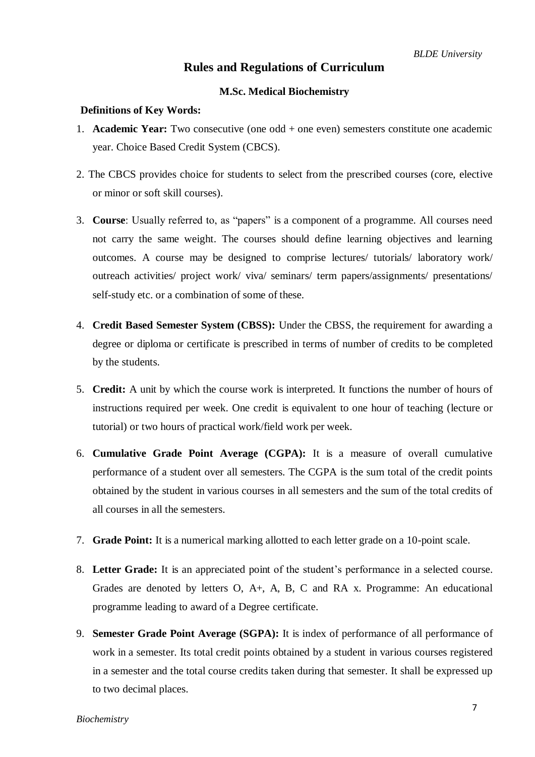# Rules and Regulations of Curriculum

## M.Sc. Medical Biochemistry

**Definitions of Key Words:**

1. **Academic Year:** Two consecutive (one odd + one even) semesters constitute one academic year. Choice Based Credit System (CBCS).

2. The CBCS provides choice for students to select from the prescribed courses (core, elective or minor or soft skill courses).

3. **Course**: Usually referred to, as "papers" is a component of a programme. All courses need not carry the same weight. The courses should define learning objectives and learning outcomes. A course may be designed to comprise lectures/ tutorials/ laboratory work/ outreach activities/ project work/ viva/ seminars/ term papers/assignments/ presentations/ self-study etc. or a combination of some of these.

4. **Credit Based Semester System (CBSS):** Under the CBSS, the requirement for awarding a degree or diploma or certificate is prescribed in terms of number of credits to be completed by the students.

5. **Credit:** A unit by which the course work is interpreted. It functions the number of hours of instructions required per week. One credit is equivalent to one hour of teaching (lecture or tutorial) or two hours of practical work/field work per week.

6. **Cumulative Grade Point Average (CGPA):** It is a measure of overall cumulative performance of a student over all semesters. The CGPA is the sum total of the credit points obtained by the student in various courses in all semesters and the sum of the total credits of all courses in all the semesters.

7. **Grade Point:** It is a numerical marking allotted to each letter grade on a 10-point scale.

8. **Letter Grade:** It is an appreciated point of the student's performance in a selected course. Grades are denoted by letters O, A+, A, B, C and RA x. Programme: An educational programme leading to award of a Degree certificate.

9. **Semester Grade Point Average (SGPA):** It is index of performance of all performance of work in a semester. Its total credit points obtained by a student in various courses registered in a semester and the total course credits taken during that semester. It shall be expressed up to two decimal places.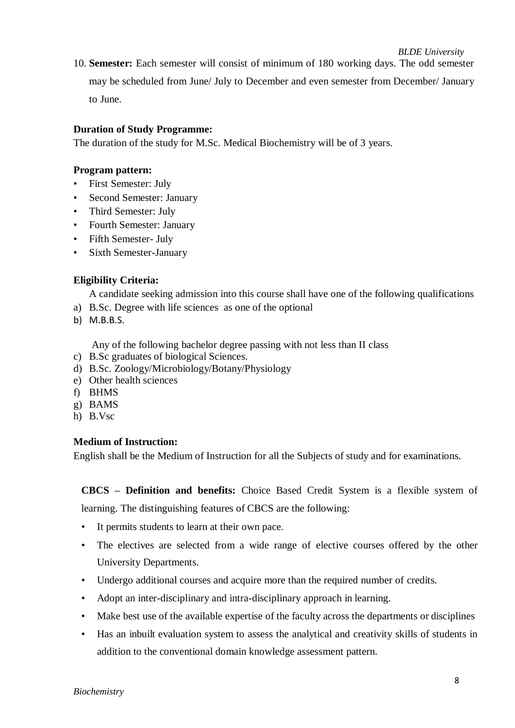10. **Semester:** Each semester will consist of minimum of 180 working days. The odd semester may be scheduled from June/ July to December and even semester from December/ January to June.

**Duration of Study Programme:**

The duration of the study for M.Sc. Medical Biochemistry will be of 3 years.

**Program pattern:**

- First Semester: July
- Second Semester: January
- Third Semester: July
- Fourth Semester: January
- Fifth Semester- July
- Sixth Semester-January

**Eligibility Criteria:**

A candidate seeking admission into this course shall have one of the following qualifications

a) B.Sc. Degree with life sciences as one of the optional
b) M.B.B.S.

Any of the following bachelor degree passing with not less than II class

c) B.Sc graduates of biological Sciences.
d) B.Sc. Zoology/Microbiology/Botany/Physiology
e) Other health sciences
f) BHMS
g) BAMS
h) B.Vsc

**Medium of Instruction:**

English shall be the Medium of Instruction for all the Subjects of study and for examinations.

**CBCS – Definition and benefits:** Choice Based Credit System is a flexible system of learning. The distinguishing features of CBCS are the following:

- It permits students to learn at their own pace.
- The electives are selected from a wide range of elective courses offered by the other University Departments.
- Undergo additional courses and acquire more than the required number of credits.
- Adopt an inter-disciplinary and intra-disciplinary approach in learning.
- Make best use of the available expertise of the faculty across the departments or disciplines
- Has an inbuilt evaluation system to assess the analytical and creativity skills of students in addition to the conventional domain knowledge assessment pattern.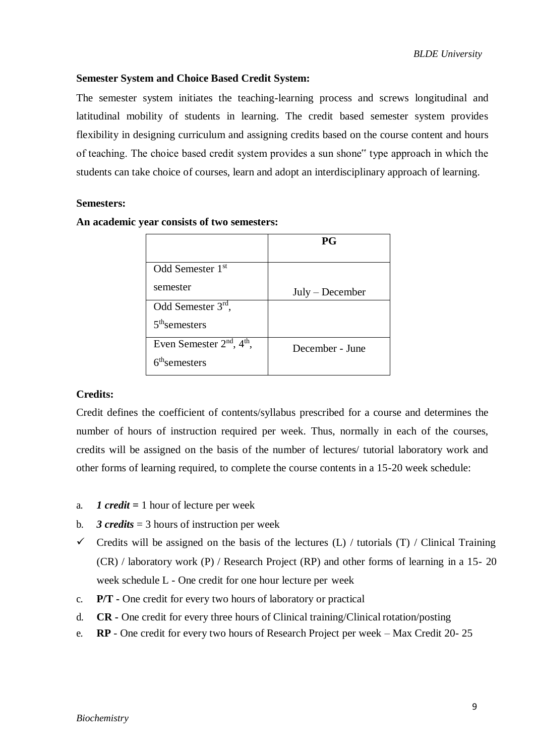**Semester System and Choice Based Credit System:**

The semester system initiates the teaching-learning process and screws longitudinal and latitudinal mobility of students in learning. The credit based semester system provides flexibility in designing curriculum and assigning credits based on the course content and hours of teaching. The choice based credit system provides a sun shone" type approach in which the students can take choice of courses, learn and adopt an interdisciplinary approach of learning.

**Semesters:**

**An academic year consists of two semesters:**

| | PG |
|---|---|
| Odd Semester 1st semester | July – December |
| Odd Semester 3rd, 5th semesters | |
| Even Semester 2nd, 4th, 6th semesters | December - June |

**Credits:**

Credit defines the coefficient of contents/syllabus prescribed for a course and determines the number of hours of instruction required per week. Thus, normally in each of the courses, credits will be assigned on the basis of the number of lectures/ tutorial laboratory work and other forms of learning required, to complete the course contents in a 15-20 week schedule:

a. ***1 credit*** **=** 1 hour of lecture per week

b. ***3 credits*** = 3 hours of instruction per week

- ✓ Credits will be assigned on the basis of the lectures (L) / tutorials (T) / Clinical Training (CR) / laboratory work (P) / Research Project (RP) and other forms of learning in a 15- 20 week schedule L - One credit for one hour lecture per week

c. **P/T -** One credit for every two hours of laboratory or practical

d. **CR -** One credit for every three hours of Clinical training/Clinical rotation/posting

e. **RP** - One credit for every two hours of Research Project per week – Max Credit 20- 25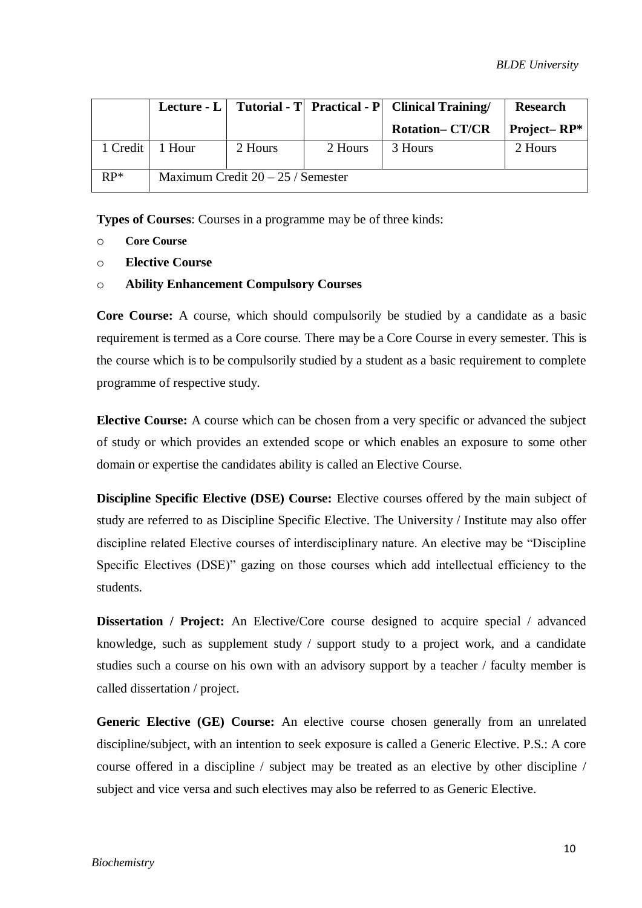| | Lecture - L | Tutorial - T | Practical - P | Clinical Training/ Rotation– CT/CR | Research Project– RP* |
|---|---|---|---|---|---|
| 1 Credit | 1 Hour | 2 Hours | 2 Hours | 3 Hours | 2 Hours |
| RP* | Maximum Credit 20 – 25 / Semester | | | | |

**Types of Courses**: Courses in a programme may be of three kinds:

- **Core Course**
- **Elective Course**
- **Ability Enhancement Compulsory Courses**

**Core Course:** A course, which should compulsorily be studied by a candidate as a basic requirement is termed as a Core course. There may be a Core Course in every semester. This is the course which is to be compulsorily studied by a student as a basic requirement to complete programme of respective study.

**Elective Course:** A course which can be chosen from a very specific or advanced the subject of study or which provides an extended scope or which enables an exposure to some other domain or expertise the candidates ability is called an Elective Course.

**Discipline Specific Elective (DSE) Course:** Elective courses offered by the main subject of study are referred to as Discipline Specific Elective. The University / Institute may also offer discipline related Elective courses of interdisciplinary nature. An elective may be "Discipline Specific Electives (DSE)" gazing on those courses which add intellectual efficiency to the students.

**Dissertation / Project:** An Elective/Core course designed to acquire special / advanced knowledge, such as supplement study / support study to a project work, and a candidate studies such a course on his own with an advisory support by a teacher / faculty member is called dissertation / project.

**Generic Elective (GE) Course:** An elective course chosen generally from an unrelated discipline/subject, with an intention to seek exposure is called a Generic Elective. P.S.: A core course offered in a discipline / subject may be treated as an elective by other discipline / subject and vice versa and such electives may also be referred to as Generic Elective.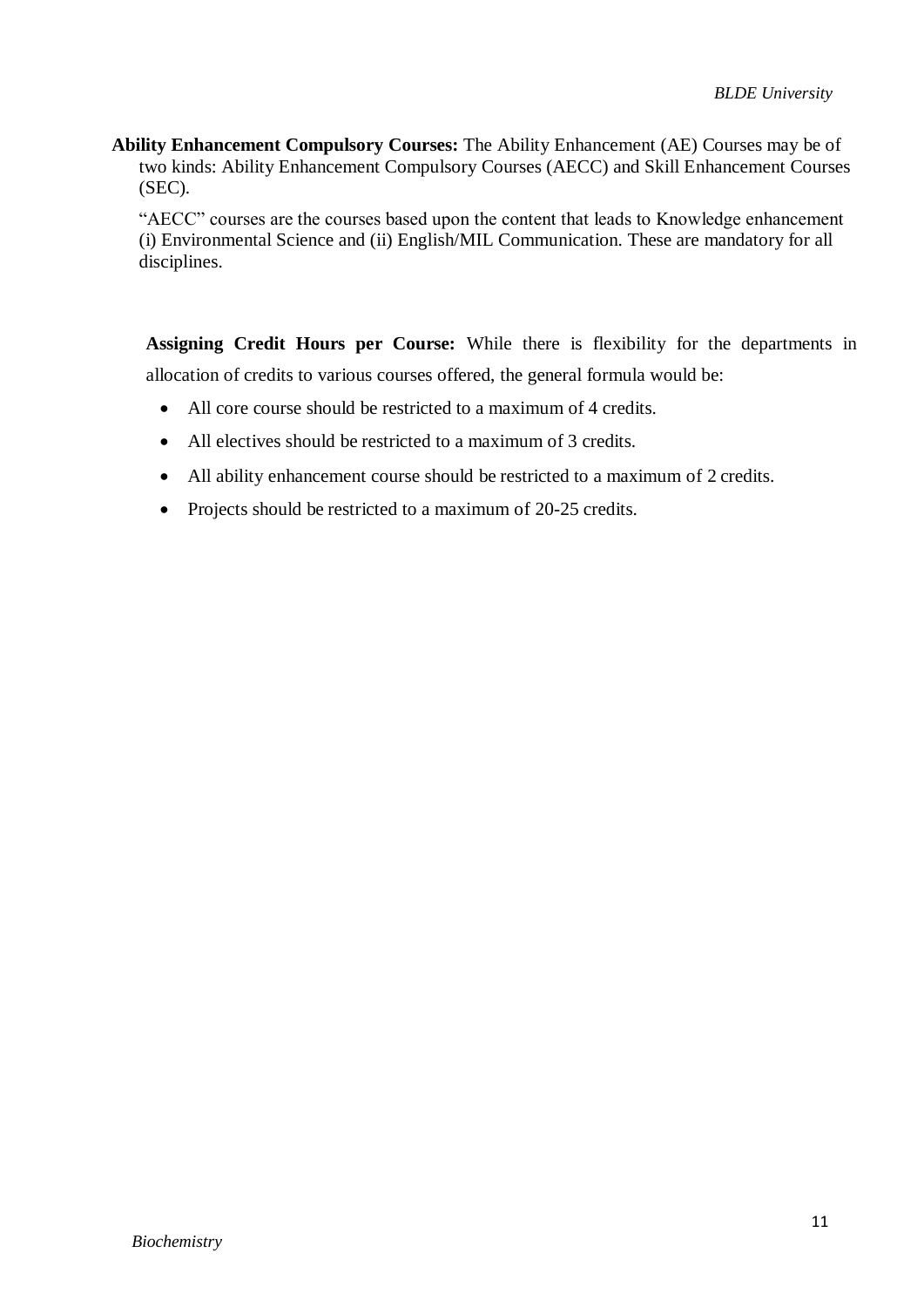**Ability Enhancement Compulsory Courses:** The Ability Enhancement (AE) Courses may be of two kinds: Ability Enhancement Compulsory Courses (AECC) and Skill Enhancement Courses (SEC).

"AECC" courses are the courses based upon the content that leads to Knowledge enhancement (i) Environmental Science and (ii) English/MIL Communication. These are mandatory for all disciplines.

**Assigning Credit Hours per Course:** While there is flexibility for the departments in allocation of credits to various courses offered, the general formula would be:

- All core course should be restricted to a maximum of 4 credits.
- All electives should be restricted to a maximum of 3 credits.
- All ability enhancement course should be restricted to a maximum of 2 credits.
- Projects should be restricted to a maximum of 20-25 credits.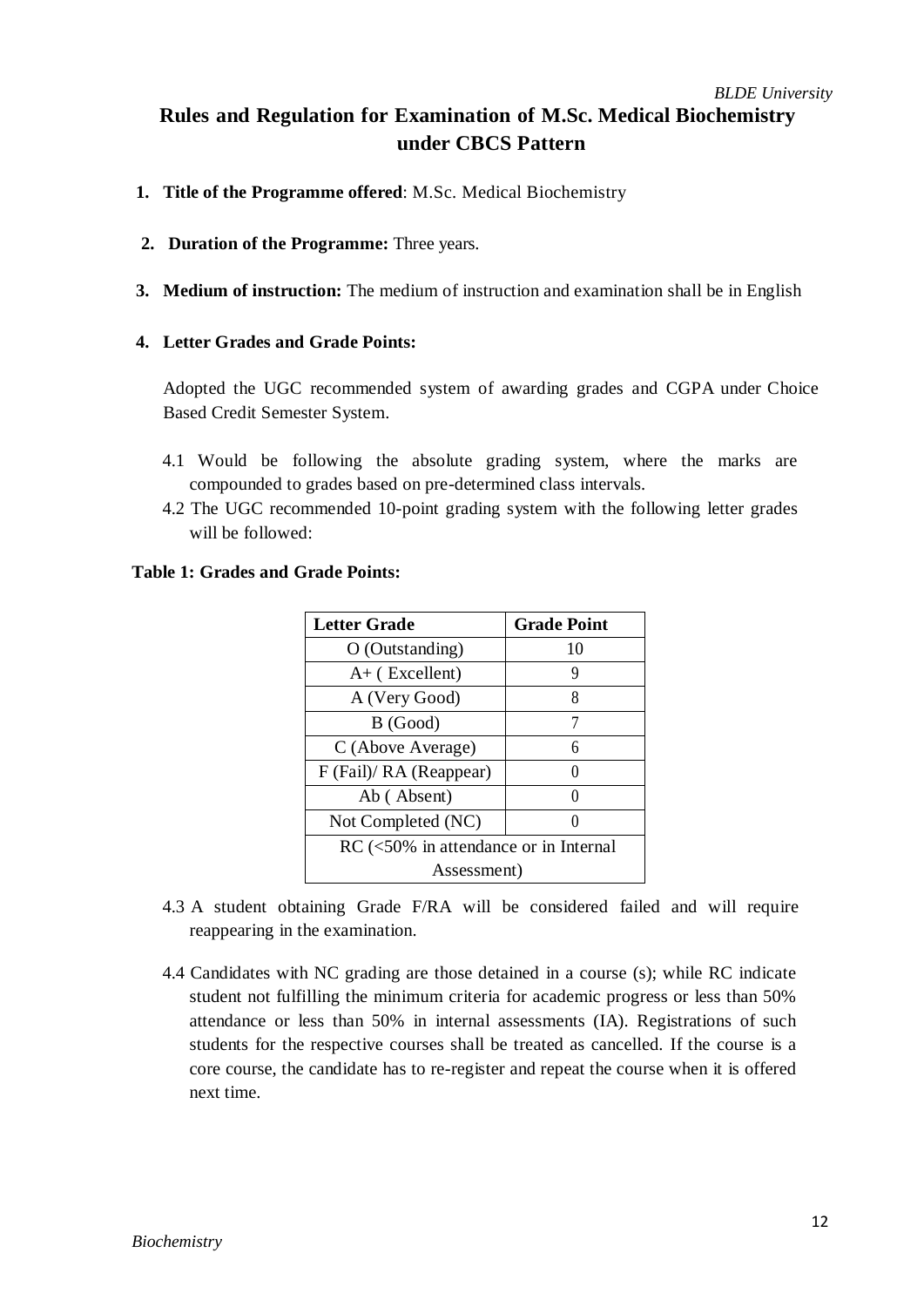# Rules and Regulation for Examination of M.Sc. Medical Biochemistry under CBCS Pattern

1. **Title of the Programme offered**: M.Sc. Medical Biochemistry

2. **Duration of the Programme:** Three years.

3. **Medium of instruction:** The medium of instruction and examination shall be in English

4. **Letter Grades and Grade Points:**

   Adopted the UGC recommended system of awarding grades and CGPA under Choice Based Credit Semester System.

   4.1 Would be following the absolute grading system, where the marks are compounded to grades based on pre-determined class intervals.

   4.2 The UGC recommended 10-point grading system with the following letter grades will be followed:

**Table 1: Grades and Grade Points:**

| Letter Grade | Grade Point |
|---|---|
| O (Outstanding) | 10 |
| A+ ( Excellent) | 9 |
| A (Very Good) | 8 |
| B (Good) | 7 |
| C (Above Average) | 6 |
| F (Fail)/ RA (Reappear) | 0 |
| Ab ( Absent) | 0 |
| Not Completed (NC) | 0 |
| RC (<50% in attendance or in Internal Assessment) | |

4.3 A student obtaining Grade F/RA will be considered failed and will require reappearing in the examination.

4.4 Candidates with NC grading are those detained in a course (s); while RC indicate student not fulfilling the minimum criteria for academic progress or less than 50% attendance or less than 50% in internal assessments (IA). Registrations of such students for the respective courses shall be treated as cancelled. If the course is a core course, the candidate has to re-register and repeat the course when it is offered next time.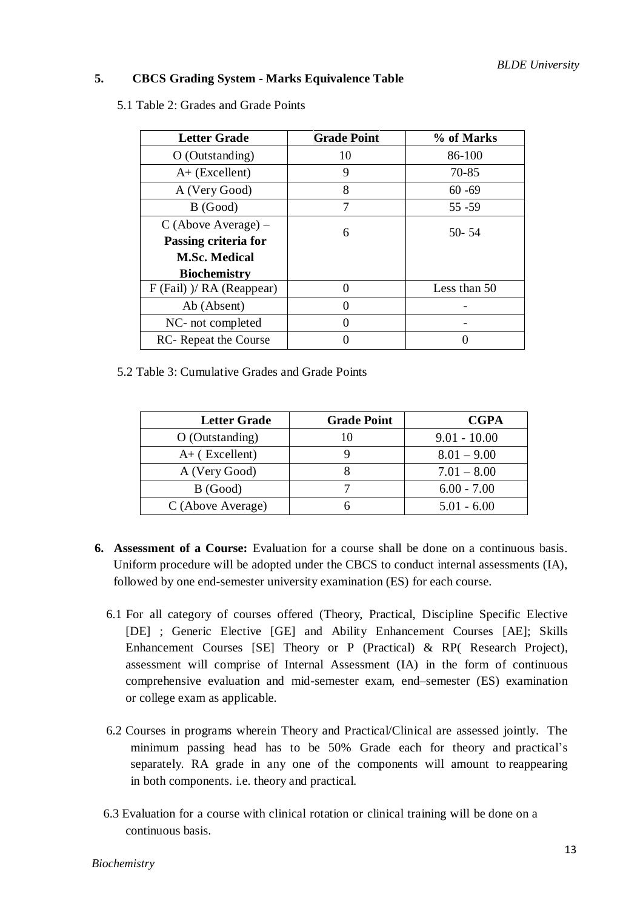## 5. CBCS Grading System - Marks Equivalence Table

5.1 Table 2: Grades and Grade Points

| Letter Grade | Grade Point | % of Marks |
|---|---|---|
| O (Outstanding) | 10 | 86-100 |
| A+ (Excellent) | 9 | 70-85 |
| A (Very Good) | 8 | 60 -69 |
| B (Good) | 7 | 55 -59 |
| C (Above Average) – **Passing criteria for M.Sc. Medical Biochemistry** | 6 | 50- 54 |
| F (Fail) )/ RA (Reappear) | 0 | Less than 50 |
| Ab (Absent) | 0 | - |
| NC- not completed | 0 | - |
| RC- Repeat the Course | 0 | 0 |

5.2 Table 3: Cumulative Grades and Grade Points

| Letter Grade | Grade Point | CGPA |
|---|---|---|
| O (Outstanding) | 10 | 9.01 - 10.00 |
| A+ ( Excellent) | 9 | 8.01 – 9.00 |
| A (Very Good) | 8 | 7.01 – 8.00 |
| B (Good) | 7 | 6.00 - 7.00 |
| C (Above Average) | 6 | 5.01 - 6.00 |

6. **Assessment of a Course:** Evaluation for a course shall be done on a continuous basis. Uniform procedure will be adopted under the CBCS to conduct internal assessments (IA), followed by one end-semester university examination (ES) for each course.

6.1 For all category of courses offered (Theory, Practical, Discipline Specific Elective [DE] ; Generic Elective [GE] and Ability Enhancement Courses [AE]; Skills Enhancement Courses [SE] Theory or P (Practical) & RP( Research Project), assessment will comprise of Internal Assessment (IA) in the form of continuous comprehensive evaluation and mid-semester exam, end–semester (ES) examination or college exam as applicable.

6.2 Courses in programs wherein Theory and Practical/Clinical are assessed jointly. The minimum passing head has to be 50% Grade each for theory and practical's separately. RA grade in any one of the components will amount to reappearing in both components. i.e. theory and practical.

6.3 Evaluation for a course with clinical rotation or clinical training will be done on a continuous basis.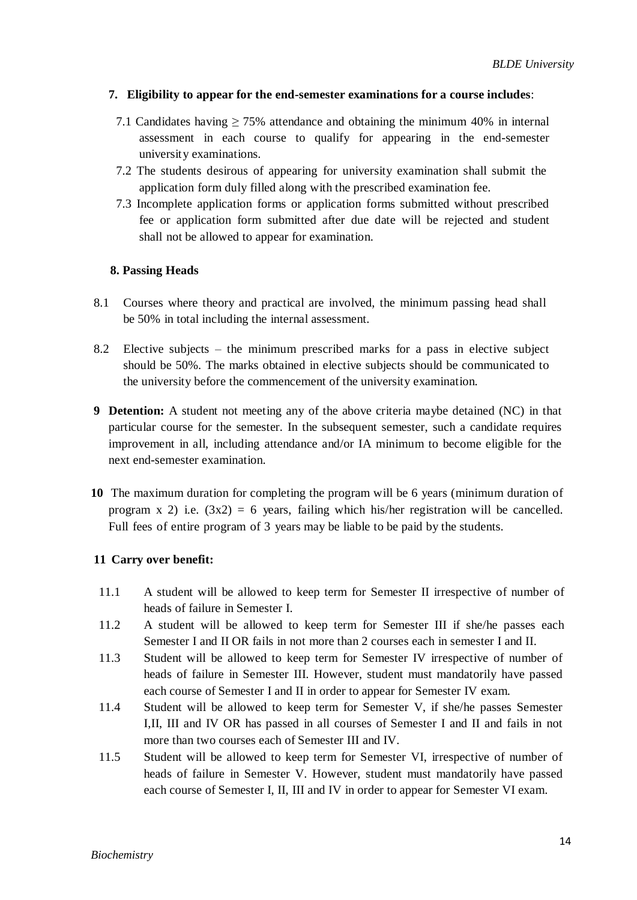**7. Eligibility to appear for the end-semester examinations for a course includes**:

7.1 Candidates having $\geq$ 75% attendance and obtaining the minimum 40% in internal assessment in each course to qualify for appearing in the end-semester university examinations.

7.2 The students desirous of appearing for university examination shall submit the application form duly filled along with the prescribed examination fee.

7.3 Incomplete application forms or application forms submitted without prescribed fee or application form submitted after due date will be rejected and student shall not be allowed to appear for examination.

**8. Passing Heads**

8.1 Courses where theory and practical are involved, the minimum passing head shall be 50% in total including the internal assessment.

8.2 Elective subjects – the minimum prescribed marks for a pass in elective subject should be 50%. The marks obtained in elective subjects should be communicated to the university before the commencement of the university examination.

**9 Detention:** A student not meeting any of the above criteria maybe detained (NC) in that particular course for the semester. In the subsequent semester, such a candidate requires improvement in all, including attendance and/or IA minimum to become eligible for the next end-semester examination.

**10** The maximum duration for completing the program will be 6 years (minimum duration of program x 2) i.e. (3x2) = 6 years, failing which his/her registration will be cancelled. Full fees of entire program of 3 years may be liable to be paid by the students.

**11 Carry over benefit:**

11.1 A student will be allowed to keep term for Semester II irrespective of number of heads of failure in Semester I.

11.2 A student will be allowed to keep term for Semester III if she/he passes each Semester I and II OR fails in not more than 2 courses each in semester I and II.

11.3 Student will be allowed to keep term for Semester IV irrespective of number of heads of failure in Semester III. However, student must mandatorily have passed each course of Semester I and II in order to appear for Semester IV exam.

11.4 Student will be allowed to keep term for Semester V, if she/he passes Semester I,II, III and IV OR has passed in all courses of Semester I and II and fails in not more than two courses each of Semester III and IV.

11.5 Student will be allowed to keep term for Semester VI, irrespective of number of heads of failure in Semester V. However, student must mandatorily have passed each course of Semester I, II, III and IV in order to appear for Semester VI exam.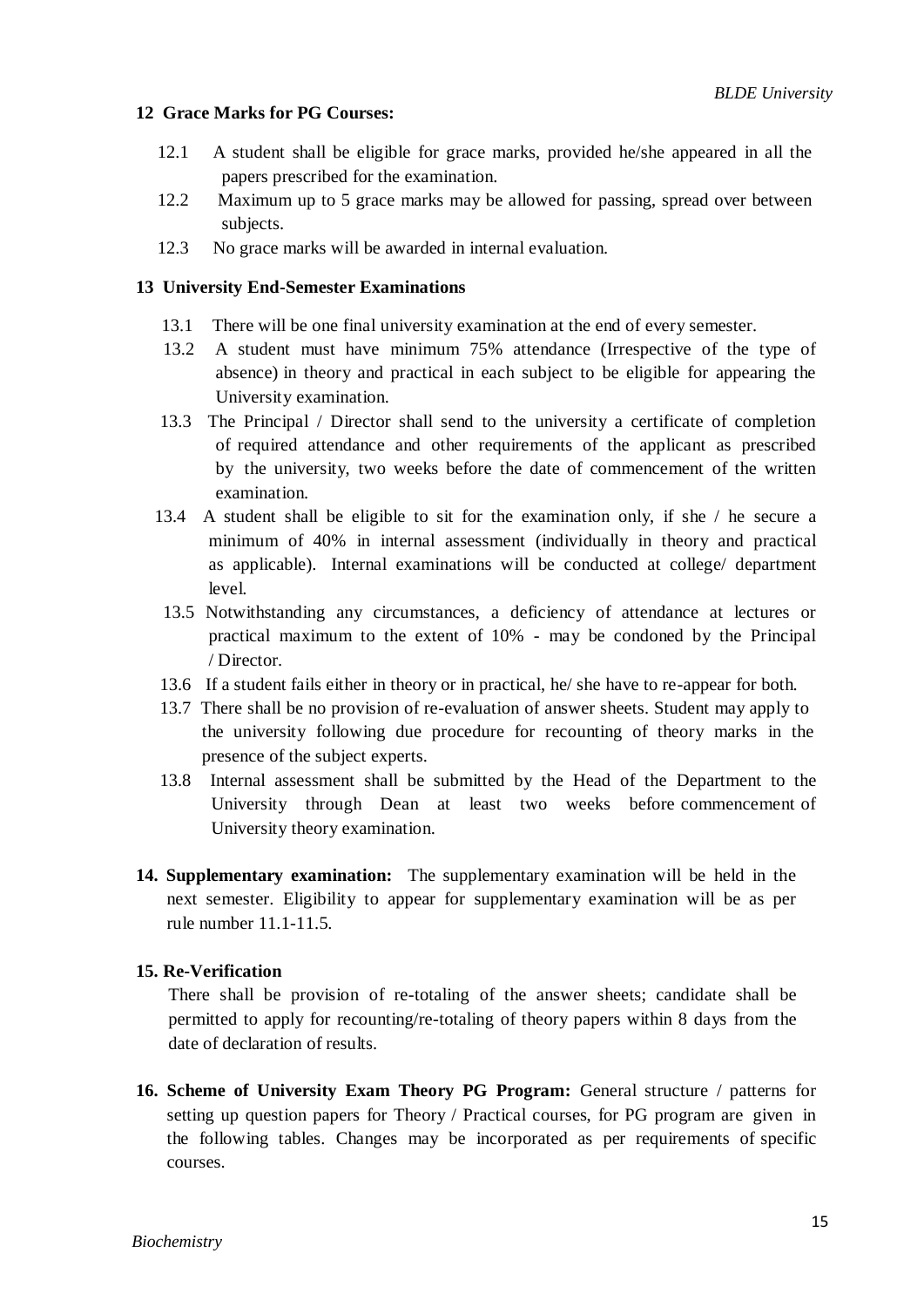## 12 Grace Marks for PG Courses:

12.1 A student shall be eligible for grace marks, provided he/she appeared in all the papers prescribed for the examination.

12.2 Maximum up to 5 grace marks may be allowed for passing, spread over between subjects.

12.3 No grace marks will be awarded in internal evaluation.

## 13 University End-Semester Examinations

13.1 There will be one final university examination at the end of every semester.

13.2 A student must have minimum 75% attendance (Irrespective of the type of absence) in theory and practical in each subject to be eligible for appearing the University examination.

13.3 The Principal / Director shall send to the university a certificate of completion of required attendance and other requirements of the applicant as prescribed by the university, two weeks before the date of commencement of the written examination.

13.4 A student shall be eligible to sit for the examination only, if she / he secure a minimum of 40% in internal assessment (individually in theory and practical as applicable). Internal examinations will be conducted at college/ department level.

13.5 Notwithstanding any circumstances, a deficiency of attendance at lectures or practical maximum to the extent of 10% - may be condoned by the Principal / Director.

13.6 If a student fails either in theory or in practical, he/ she have to re-appear for both.

13.7 There shall be no provision of re-evaluation of answer sheets. Student may apply to the university following due procedure for recounting of theory marks in the presence of the subject experts.

13.8 Internal assessment shall be submitted by the Head of the Department to the University through Dean at least two weeks before commencement of University theory examination.

**14. Supplementary examination:** The supplementary examination will be held in the next semester. Eligibility to appear for supplementary examination will be as per rule number 11.1-11.5.

## 15. Re-Verification

There shall be provision of re-totaling of the answer sheets; candidate shall be permitted to apply for recounting/re-totaling of theory papers within 8 days from the date of declaration of results.

**16. Scheme of University Exam Theory PG Program:** General structure / patterns for setting up question papers for Theory / Practical courses, for PG program are given in the following tables. Changes may be incorporated as per requirements of specific courses.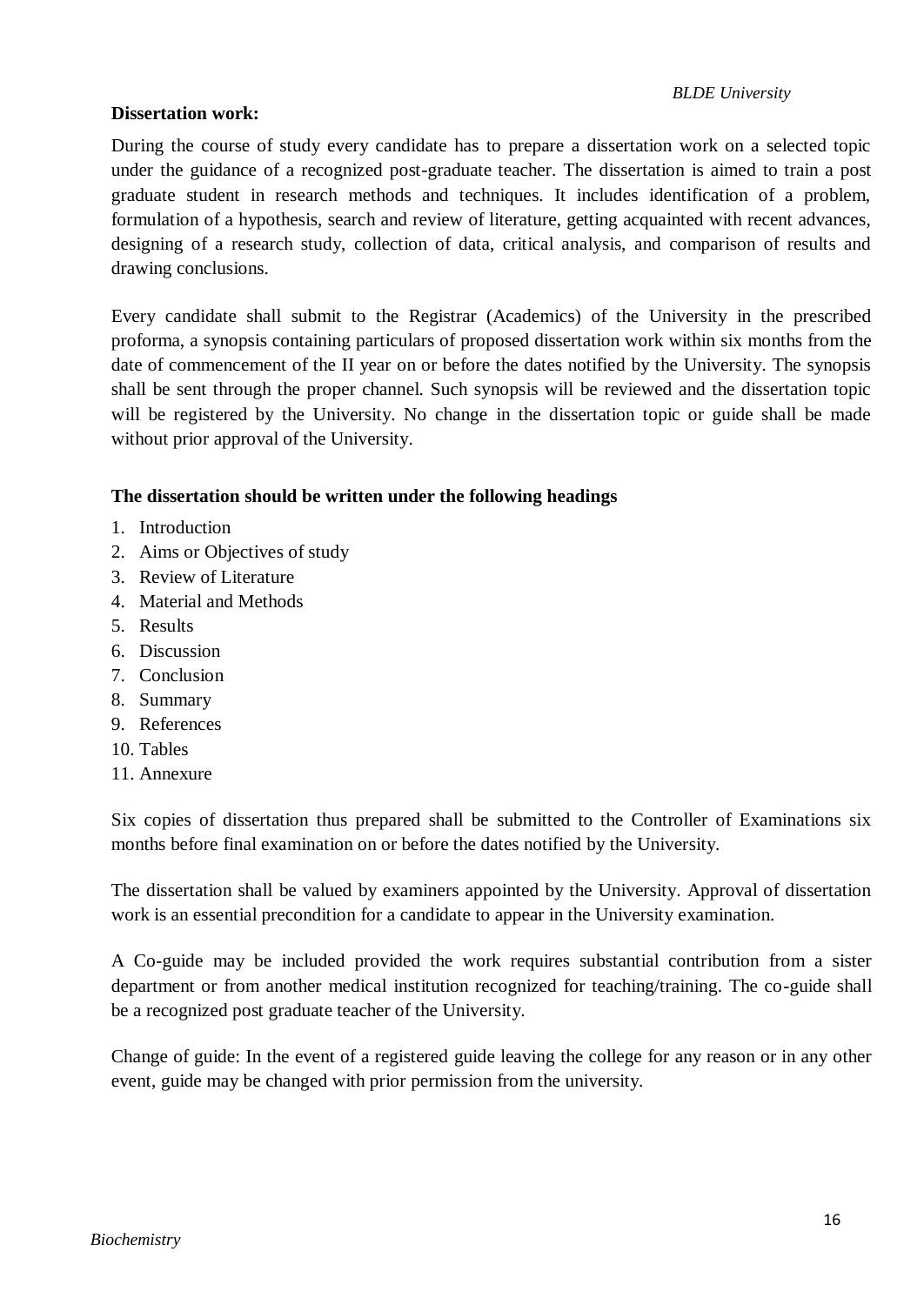**Dissertation work:**

During the course of study every candidate has to prepare a dissertation work on a selected topic under the guidance of a recognized post-graduate teacher. The dissertation is aimed to train a post graduate student in research methods and techniques. It includes identification of a problem, formulation of a hypothesis, search and review of literature, getting acquainted with recent advances, designing of a research study, collection of data, critical analysis, and comparison of results and drawing conclusions.

Every candidate shall submit to the Registrar (Academics) of the University in the prescribed proforma, a synopsis containing particulars of proposed dissertation work within six months from the date of commencement of the II year on or before the dates notified by the University. The synopsis shall be sent through the proper channel. Such synopsis will be reviewed and the dissertation topic will be registered by the University. No change in the dissertation topic or guide shall be made without prior approval of the University.

**The dissertation should be written under the following headings**

1. Introduction
2. Aims or Objectives of study
3. Review of Literature
4. Material and Methods
5. Results
6. Discussion
7. Conclusion
8. Summary
9. References
10. Tables
11. Annexure

Six copies of dissertation thus prepared shall be submitted to the Controller of Examinations six months before final examination on or before the dates notified by the University.

The dissertation shall be valued by examiners appointed by the University. Approval of dissertation work is an essential precondition for a candidate to appear in the University examination.

A Co-guide may be included provided the work requires substantial contribution from a sister department or from another medical institution recognized for teaching/training. The co-guide shall be a recognized post graduate teacher of the University.

Change of guide: In the event of a registered guide leaving the college for any reason or in any other event, guide may be changed with prior permission from the university.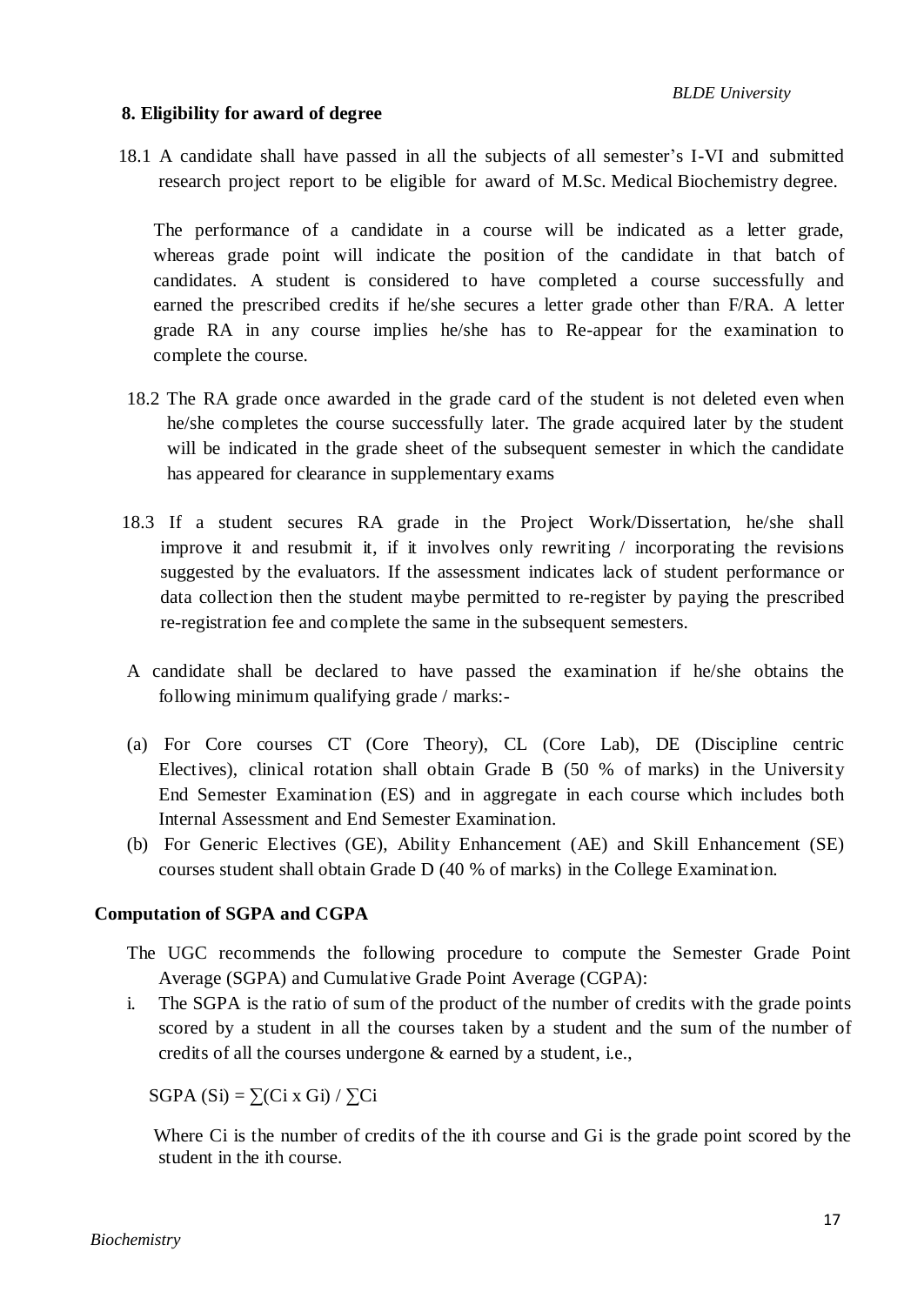## 8. Eligibility for award of degree

18.1 A candidate shall have passed in all the subjects of all semester's I-VI and submitted research project report to be eligible for award of M.Sc. Medical Biochemistry degree.

The performance of a candidate in a course will be indicated as a letter grade, whereas grade point will indicate the position of the candidate in that batch of candidates. A student is considered to have completed a course successfully and earned the prescribed credits if he/she secures a letter grade other than F/RA. A letter grade RA in any course implies he/she has to Re-appear for the examination to complete the course.

18.2 The RA grade once awarded in the grade card of the student is not deleted even when he/she completes the course successfully later. The grade acquired later by the student will be indicated in the grade sheet of the subsequent semester in which the candidate has appeared for clearance in supplementary exams

18.3 If a student secures RA grade in the Project Work/Dissertation, he/she shall improve it and resubmit it, if it involves only rewriting / incorporating the revisions suggested by the evaluators. If the assessment indicates lack of student performance or data collection then the student maybe permitted to re-register by paying the prescribed re-registration fee and complete the same in the subsequent semesters.

A candidate shall be declared to have passed the examination if he/she obtains the following minimum qualifying grade / marks:-

(a) For Core courses CT (Core Theory), CL (Core Lab), DE (Discipline centric Electives), clinical rotation shall obtain Grade B (50 % of marks) in the University End Semester Examination (ES) and in aggregate in each course which includes both Internal Assessment and End Semester Examination.

(b) For Generic Electives (GE), Ability Enhancement (AE) and Skill Enhancement (SE) courses student shall obtain Grade D (40 % of marks) in the College Examination.

### Computation of SGPA and CGPA

The UGC recommends the following procedure to compute the Semester Grade Point Average (SGPA) and Cumulative Grade Point Average (CGPA):

i. The SGPA is the ratio of sum of the product of the number of credits with the grade points scored by a student in all the courses taken by a student and the sum of the number of credits of all the courses undergone & earned by a student, i.e.,

$$\text{SGPA } (S_i) = \sum(C_i \times G_i) / \sum C_i$$

Where $C_i$ is the number of credits of the ith course and $G_i$ is the grade point scored by the student in the ith course.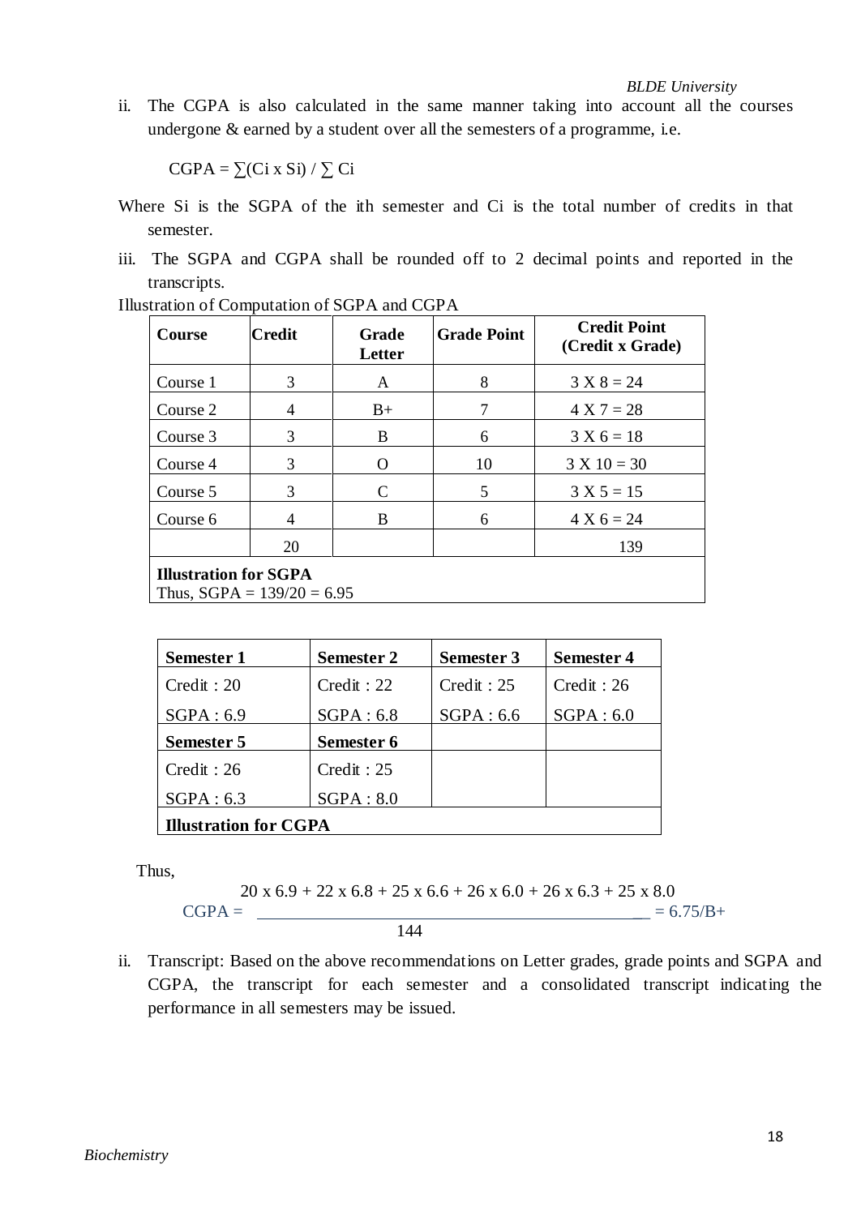ii. The CGPA is also calculated in the same manner taking into account all the courses undergone & earned by a student over all the semesters of a programme, i.e.

$$CGPA = \sum(C_i \times S_i) / \sum C_i$$

Where $S_i$ is the SGPA of the ith semester and $C_i$ is the total number of credits in that semester.

iii. The SGPA and CGPA shall be rounded off to 2 decimal points and reported in the transcripts.

Illustration of Computation of SGPA and CGPA

| Course | Credit | Grade Letter | Grade Point | Credit Point (Credit x Grade) |
|---|---|---|---|---|
| Course 1 | 3 | A | 8 | 3 X 8 = 24 |
| Course 2 | 4 | B+ | 7 | 4 X 7 = 28 |
| Course 3 | 3 | B | 6 | 3 X 6 = 18 |
| Course 4 | 3 | O | 10 | 3 X 10 = 30 |
| Course 5 | 3 | C | 5 | 3 X 5 = 15 |
| Course 6 | 4 | B | 6 | 4 X 6 = 24 |
| | 20 | | | 139 |
| **Illustration for SGPA** Thus, SGPA = 139/20 = 6.95 | | | | |

| Semester 1 | Semester 2 | Semester 3 | Semester 4 |
|---|---|---|---|
| Credit : 20<br>SGPA : 6.9 | Credit : 22<br>SGPA : 6.8 | Credit : 25<br>SGPA : 6.6 | Credit : 26<br>SGPA : 6.0 |
| **Semester 5** | **Semester 6** | | |
| Credit : 26<br>SGPA : 6.3 | Credit : 25<br>SGPA : 8.0 | | |
| **Illustration for CGPA** | | | |

Thus,

$$CGPA = \frac{20 \times 6.9 + 22 \times 6.8 + 25 \times 6.6 + 26 \times 6.0 + 26 \times 6.3 + 25 \times 8.0}{144} = 6.75/B+$$

ii. Transcript: Based on the above recommendations on Letter grades, grade points and SGPA and CGPA, the transcript for each semester and a consolidated transcript indicating the performance in all semesters may be issued.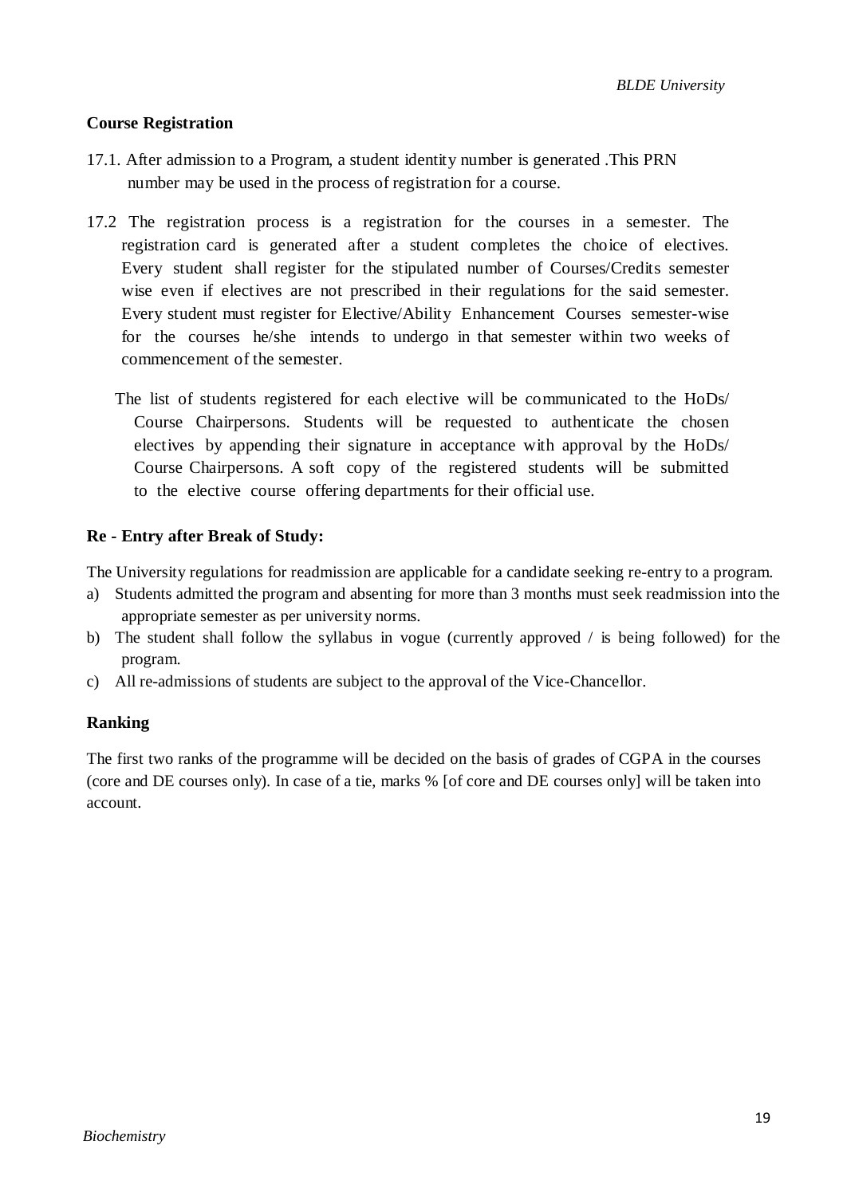## Course Registration

17.1. After admission to a Program, a student identity number is generated .This PRN number may be used in the process of registration for a course.

17.2 The registration process is a registration for the courses in a semester. The registration card is generated after a student completes the choice of electives. Every student shall register for the stipulated number of Courses/Credits semester wise even if electives are not prescribed in their regulations for the said semester. Every student must register for Elective/Ability Enhancement Courses semester-wise for the courses he/she intends to undergo in that semester within two weeks of commencement of the semester.

The list of students registered for each elective will be communicated to the HoDs/ Course Chairpersons. Students will be requested to authenticate the chosen electives by appending their signature in acceptance with approval by the HoDs/ Course Chairpersons. A soft copy of the registered students will be submitted to the elective course offering departments for their official use.

## Re - Entry after Break of Study:

The University regulations for readmission are applicable for a candidate seeking re-entry to a program.

a) Students admitted the program and absenting for more than 3 months must seek readmission into the appropriate semester as per university norms.
b) The student shall follow the syllabus in vogue (currently approved / is being followed) for the program.
c) All re-admissions of students are subject to the approval of the Vice-Chancellor.

## Ranking

The first two ranks of the programme will be decided on the basis of grades of CGPA in the courses (core and DE courses only). In case of a tie, marks % [of core and DE courses only] will be taken into account.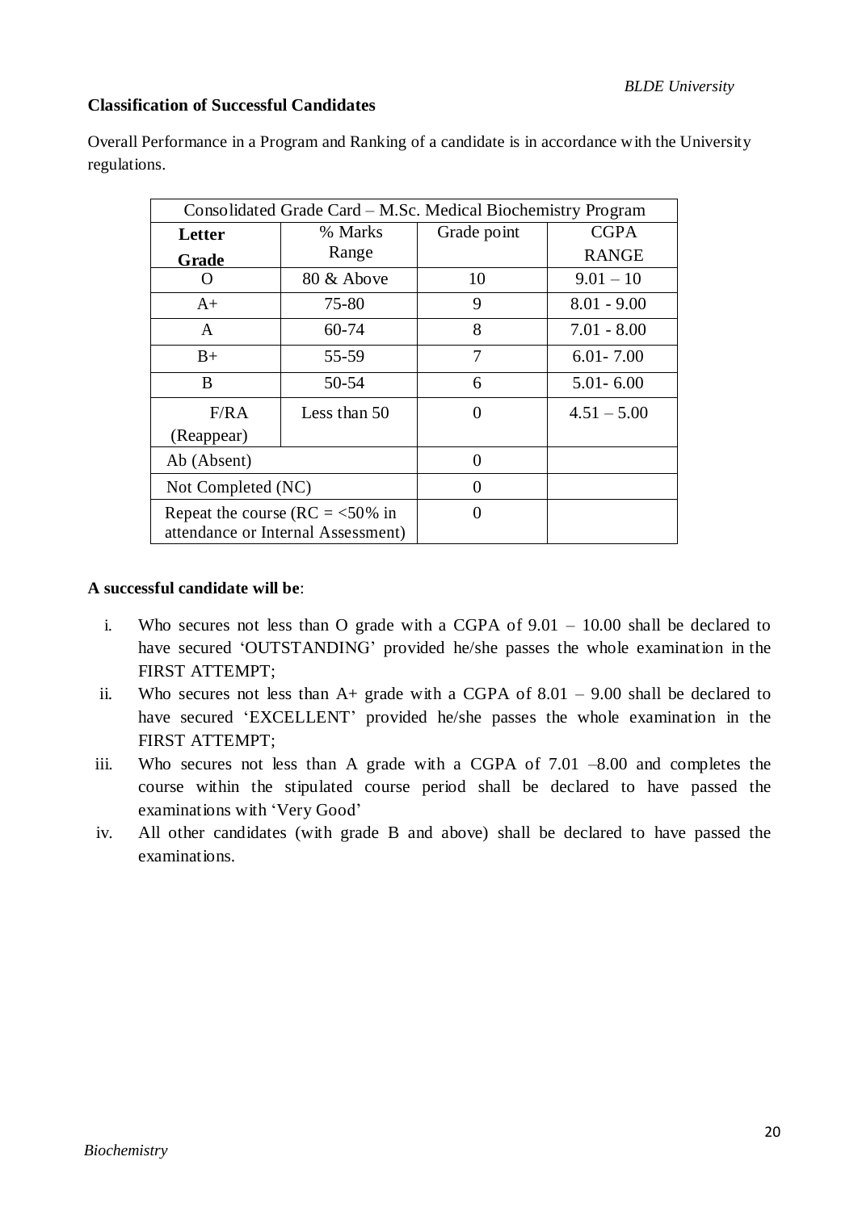### Classification of Successful Candidates

Overall Performance in a Program and Ranking of a candidate is in accordance with the University regulations.

| Consolidated Grade Card – M.Sc. Medical Biochemistry Program | | | |
|---|---|---|---|
| **Letter Grade** | % Marks Range | Grade point | CGPA RANGE |
| O | 80 & Above | 10 | 9.01 – 10 |
| A+ | 75-80 | 9 | 8.01 - 9.00 |
| A | 60-74 | 8 | 7.01 - 8.00 |
| B+ | 55-59 | 7 | 6.01- 7.00 |
| B | 50-54 | 6 | 5.01- 6.00 |
| F/RA (Reappear) | Less than 50 | 0 | 4.51 – 5.00 |
| Ab (Absent) | | 0 | |
| Not Completed (NC) | | 0 | |
| Repeat the course (RC = <50% in attendance or Internal Assessment) | | 0 | |

**A successful candidate will be**:

i. Who secures not less than O grade with a CGPA of 9.01 – 10.00 shall be declared to have secured 'OUTSTANDING' provided he/she passes the whole examination in the FIRST ATTEMPT;
ii. Who secures not less than A+ grade with a CGPA of 8.01 – 9.00 shall be declared to have secured 'EXCELLENT' provided he/she passes the whole examination in the FIRST ATTEMPT;
iii. Who secures not less than A grade with a CGPA of 7.01 –8.00 and completes the course within the stipulated course period shall be declared to have passed the examinations with 'Very Good'
iv. All other candidates (with grade B and above) shall be declared to have passed the examinations.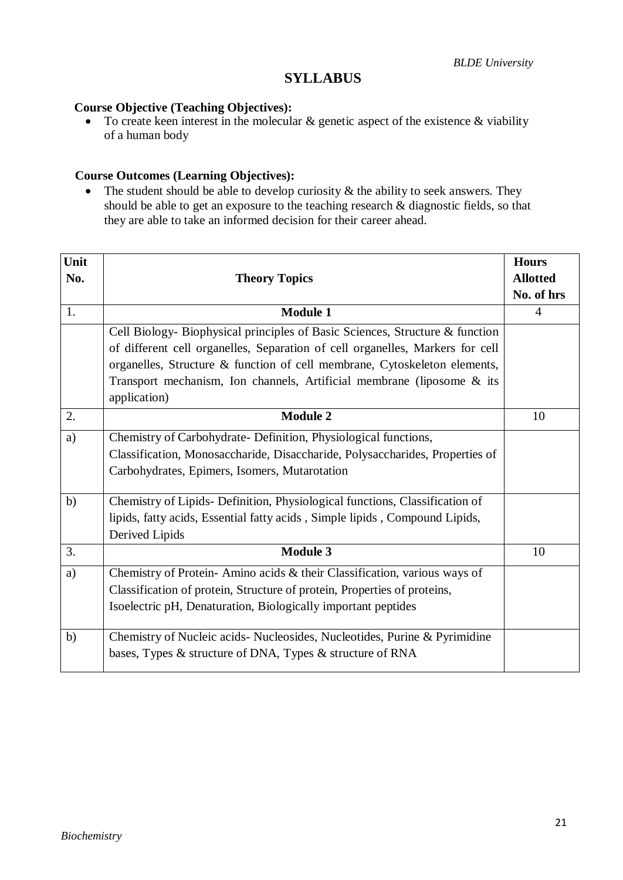## SYLLABUS

**Course Objective (Teaching Objectives):**

- To create keen interest in the molecular & genetic aspect of the existence & viability of a human body

**Course Outcomes (Learning Objectives):**

- The student should be able to develop curiosity & the ability to seek answers. They should be able to get an exposure to the teaching research & diagnostic fields, so that they are able to take an informed decision for their career ahead.

| Unit No. | Theory Topics | Hours Allotted No. of hrs |
|---|---|---|
| 1. | **Module 1** | 4 |
| | Cell Biology- Biophysical principles of Basic Sciences, Structure & function of different cell organelles, Separation of cell organelles, Markers for cell organelles, Structure & function of cell membrane, Cytoskeleton elements, Transport mechanism, Ion channels, Artificial membrane (liposome & its application) | |
| 2. | **Module 2** | 10 |
| a) | Chemistry of Carbohydrate- Definition, Physiological functions, Classification, Monosaccharide, Disaccharide, Polysaccharides, Properties of Carbohydrates, Epimers, Isomers, Mutarotation | |
| b) | Chemistry of Lipids- Definition, Physiological functions, Classification of lipids, fatty acids, Essential fatty acids , Simple lipids , Compound Lipids, Derived Lipids | |
| 3. | **Module 3** | 10 |
| a) | Chemistry of Protein- Amino acids & their Classification, various ways of Classification of protein, Structure of protein, Properties of proteins, Isoelectric pH, Denaturation, Biologically important peptides | |
| b) | Chemistry of Nucleic acids- Nucleosides, Nucleotides, Purine & Pyrimidine bases, Types & structure of DNA, Types & structure of RNA | |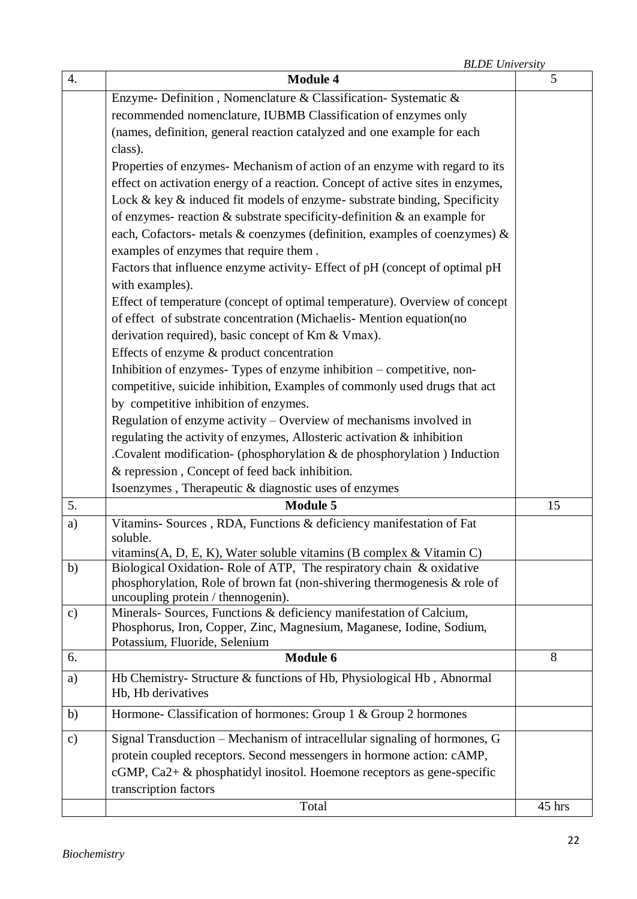| 4. | **Module 4** | 5 |
|---|---|---|
| | Enzyme- Definition , Nomenclature & Classification- Systematic & recommended nomenclature, IUBMB Classification of enzymes only (names, definition, general reaction catalyzed and one example for each class).<br>Properties of enzymes- Mechanism of action of an enzyme with regard to its effect on activation energy of a reaction. Concept of active sites in enzymes, Lock & key & induced fit models of enzyme- substrate binding, Specificity of enzymes- reaction & substrate specificity-definition & an example for each, Cofactors- metals & coenzymes (definition, examples of coenzymes) & examples of enzymes that require them .<br>Factors that influence enzyme activity- Effect of pH (concept of optimal pH with examples).<br>Effect of temperature (concept of optimal temperature). Overview of concept of effect of substrate concentration (Michaelis- Mention equation(no derivation required), basic concept of Km & Vmax).<br>Effects of enzyme & product concentration<br>Inhibition of enzymes- Types of enzyme inhibition – competitive, non-competitive, suicide inhibition, Examples of commonly used drugs that act by competitive inhibition of enzymes.<br>Regulation of enzyme activity – Overview of mechanisms involved in regulating the activity of enzymes, Allosteric activation & inhibition .Covalent modification- (phosphorylation & de phosphorylation ) Induction & repression , Concept of feed back inhibition.<br>Isoenzymes , Therapeutic & diagnostic uses of enzymes | |
| 5. | **Module 5** | 15 |
| a) | Vitamins- Sources , RDA, Functions & deficiency manifestation of Fat soluble.<br>vitamins(A, D, E, K), Water soluble vitamins (B complex & Vitamin C) | |
| b) | Biological Oxidation- Role of ATP, The respiratory chain & oxidative phosphorylation, Role of brown fat (non-shivering thermogenesis & role of uncoupling protein / thennogenin). | |
| c) | Minerals- Sources, Functions & deficiency manifestation of Calcium, Phosphorus, Iron, Copper, Zinc, Magnesium, Maganese, Iodine, Sodium, Potassium, Fluoride, Selenium | |
| 6. | **Module 6** | 8 |
| a) | Hb Chemistry- Structure & functions of Hb, Physiological Hb , Abnormal Hb, Hb derivatives | |
| b) | Hormone- Classification of hormones: Group 1 & Group 2 hormones | |
| c) | Signal Transduction – Mechanism of intracellular signaling of hormones, G protein coupled receptors. Second messengers in hormone action: cAMP, cGMP, $Ca^{2+}$ & phosphatidyl inositol. Hoemone receptors as gene-specific transcription factors | |
| | Total | 45 hrs |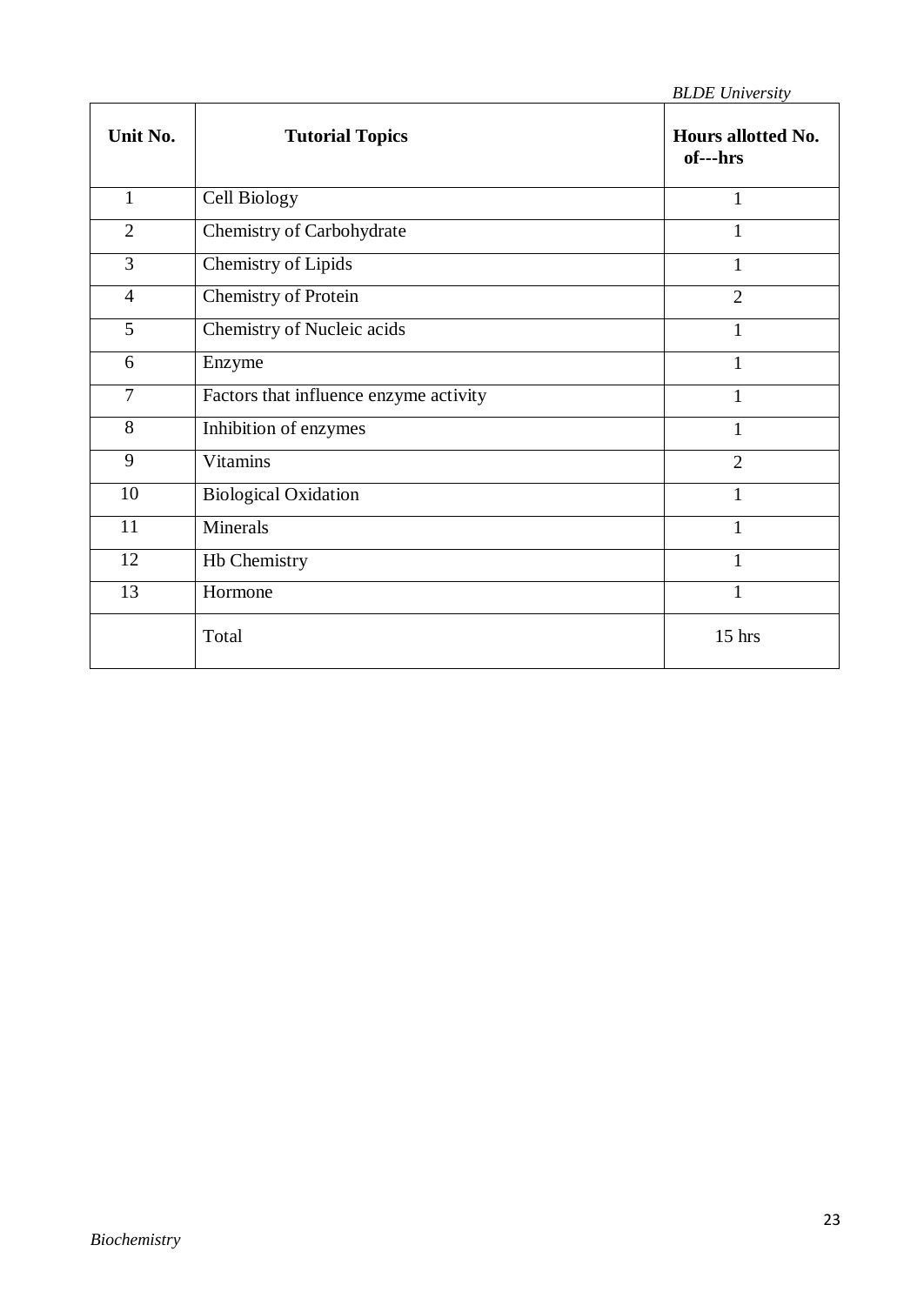| Unit No. | Tutorial Topics | Hours allotted No. of---hrs |
|---|---|---|
| 1 | Cell Biology | 1 |
| 2 | Chemistry of Carbohydrate | 1 |
| 3 | Chemistry of Lipids | 1 |
| 4 | Chemistry of Protein | 2 |
| 5 | Chemistry of Nucleic acids | 1 |
| 6 | Enzyme | 1 |
| 7 | Factors that influence enzyme activity | 1 |
| 8 | Inhibition of enzymes | 1 |
| 9 | Vitamins | 2 |
| 10 | Biological Oxidation | 1 |
| 11 | Minerals | 1 |
| 12 | Hb Chemistry | 1 |
| 13 | Hormone | 1 |
| | Total | 15 hrs |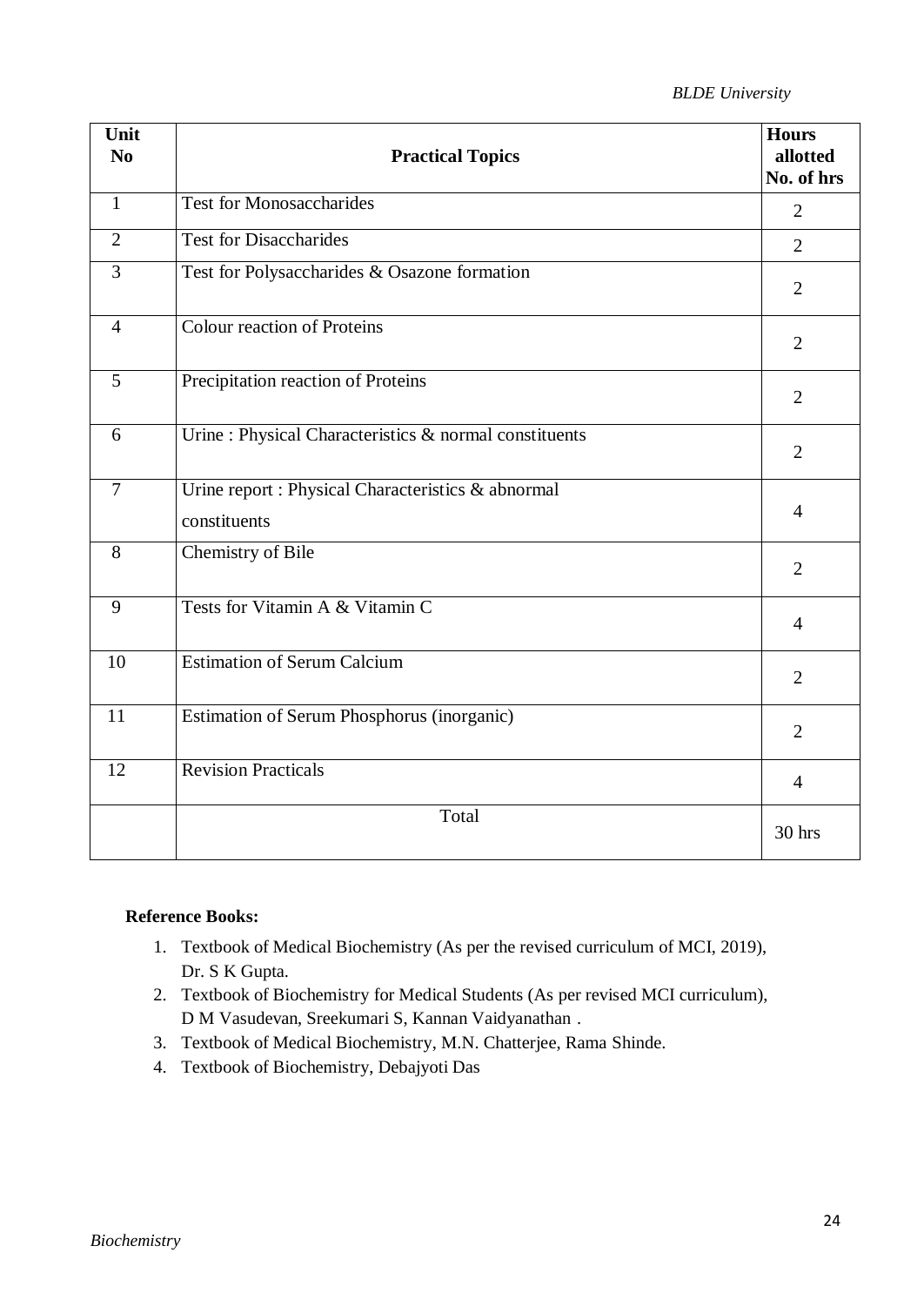| Unit No | Practical Topics | Hours allotted No. of hrs |
|---|---|---|
| 1 | Test for Monosaccharides | 2 |
| 2 | Test for Disaccharides | 2 |
| 3 | Test for Polysaccharides & Osazone formation | 2 |
| 4 | Colour reaction of Proteins | 2 |
| 5 | Precipitation reaction of Proteins | 2 |
| 6 | Urine : Physical Characteristics & normal constituents | 2 |
| 7 | Urine report : Physical Characteristics & abnormal constituents | 4 |
| 8 | Chemistry of Bile | 2 |
| 9 | Tests for Vitamin A & Vitamin C | 4 |
| 10 | Estimation of Serum Calcium | 2 |
| 11 | Estimation of Serum Phosphorus (inorganic) | 2 |
| 12 | Revision Practicals | 4 |
| | Total | 30 hrs |

**Reference Books:**

1. Textbook of Medical Biochemistry (As per the revised curriculum of MCI, 2019), Dr. S K Gupta.
2. Textbook of Biochemistry for Medical Students (As per revised MCI curriculum), D M Vasudevan, Sreekumari S, Kannan Vaidyanathan .
3. Textbook of Medical Biochemistry, M.N. Chatterjee, Rama Shinde.
4. Textbook of Biochemistry, Debajyoti Das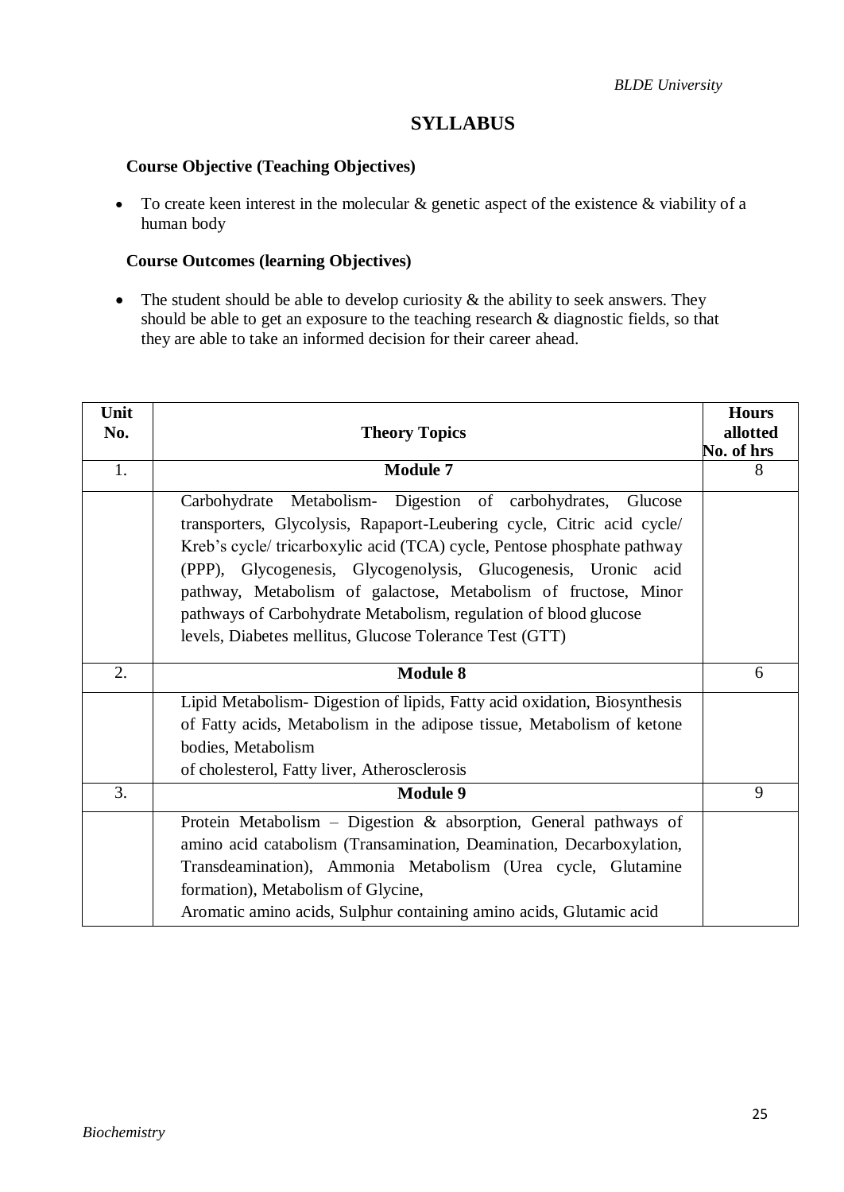## SYLLABUS

**Course Objective (Teaching Objectives)**

- To create keen interest in the molecular & genetic aspect of the existence & viability of a human body

**Course Outcomes (learning Objectives)**

- The student should be able to develop curiosity & the ability to seek answers. They should be able to get an exposure to the teaching research & diagnostic fields, so that they are able to take an informed decision for their career ahead.

| Unit No. | Theory Topics | Hours allotted No. of hrs |
|---|---|---|
| 1. | **Module 7** | 8 |
| | Carbohydrate Metabolism- Digestion of carbohydrates, Glucose transporters, Glycolysis, Rapaport-Leubering cycle, Citric acid cycle/ Kreb's cycle/ tricarboxylic acid (TCA) cycle, Pentose phosphate pathway (PPP), Glycogenesis, Glycogenolysis, Glucogenesis, Uronic acid pathway, Metabolism of galactose, Metabolism of fructose, Minor pathways of Carbohydrate Metabolism, regulation of blood glucose levels, Diabetes mellitus, Glucose Tolerance Test (GTT) | |
| 2. | **Module 8** | 6 |
| | Lipid Metabolism- Digestion of lipids, Fatty acid oxidation, Biosynthesis of Fatty acids, Metabolism in the adipose tissue, Metabolism of ketone bodies, Metabolism of cholesterol, Fatty liver, Atherosclerosis | |
| 3. | **Module 9** | 9 |
| | Protein Metabolism – Digestion & absorption, General pathways of amino acid catabolism (Transamination, Deamination, Decarboxylation, Transdeamination), Ammonia Metabolism (Urea cycle, Glutamine formation), Metabolism of Glycine, Aromatic amino acids, Sulphur containing amino acids, Glutamic acid | |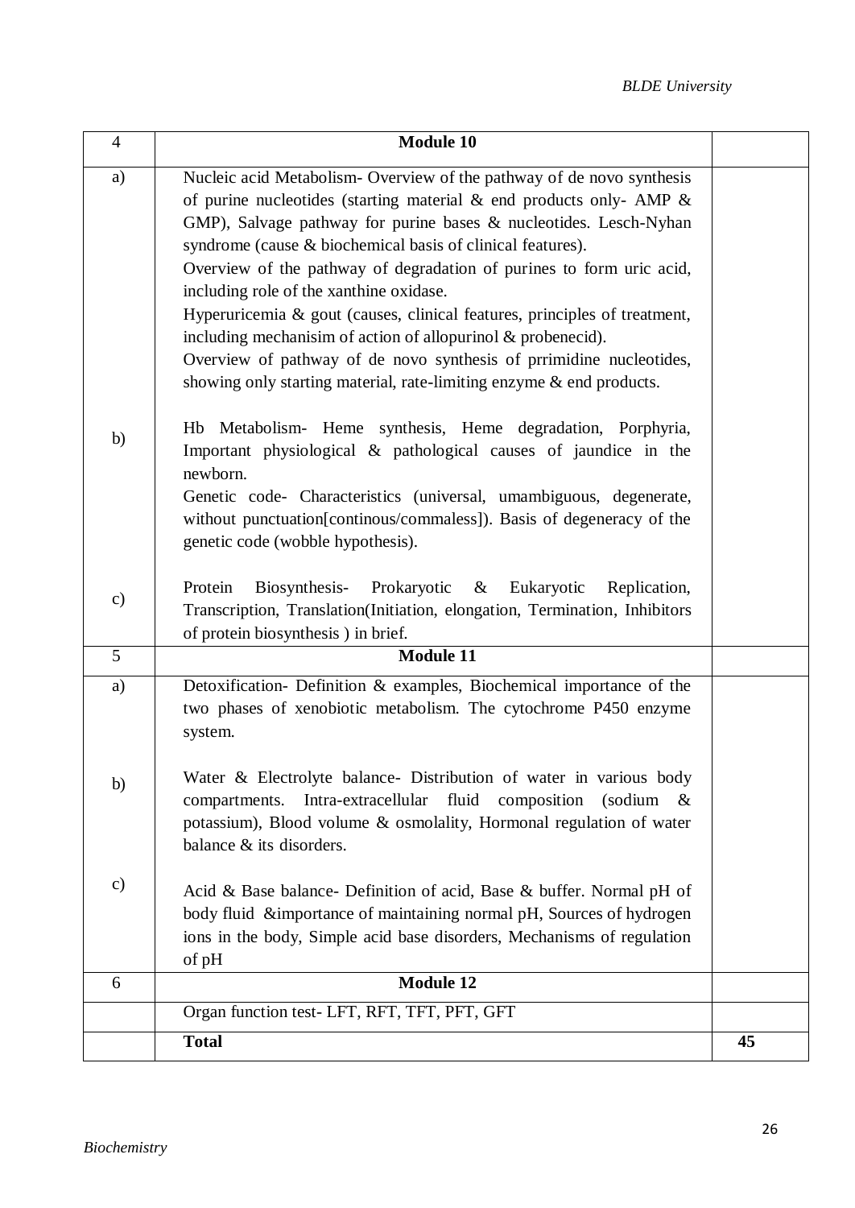| 4 | **Module 10** | |
|---|---|---|
| a) | Nucleic acid Metabolism- Overview of the pathway of de novo synthesis of purine nucleotides (starting material & end products only- AMP & GMP), Salvage pathway for purine bases & nucleotides. Lesch-Nyhan syndrome (cause & biochemical basis of clinical features). Overview of the pathway of degradation of purines to form uric acid, including role of the xanthine oxidase. Hyperuricemia & gout (causes, clinical features, principles of treatment, including mechanisim of action of allopurinol & probenecid). Overview of pathway of de novo synthesis of prrimidine nucleotides, showing only starting material, rate-limiting enzyme & end products. | |
| b) | Hb Metabolism- Heme synthesis, Heme degradation, Porphyria, Important physiological & pathological causes of jaundice in the newborn. Genetic code- Characteristics (universal, umambiguous, degenerate, without punctuation[continous/commaless]). Basis of degeneracy of the genetic code (wobble hypothesis). | |
| c) | Protein Biosynthesis- Prokaryotic & Eukaryotic Replication, Transcription, Translation(Initiation, elongation, Termination, Inhibitors of protein biosynthesis ) in brief. | |
| 5 | **Module 11** | |
| a) | Detoxification- Definition & examples, Biochemical importance of the two phases of xenobiotic metabolism. The cytochrome P450 enzyme system. | |
| b) | Water & Electrolyte balance- Distribution of water in various body compartments. Intra-extracellular fluid composition (sodium & potassium), Blood volume & osmolality, Hormonal regulation of water balance & its disorders. | |
| c) | Acid & Base balance- Definition of acid, Base & buffer. Normal pH of body fluid &importance of maintaining normal pH, Sources of hydrogen ions in the body, Simple acid base disorders, Mechanisms of regulation of pH | |
| 6 | **Module 12** | |
| | Organ function test- LFT, RFT, TFT, PFT, GFT | |
| | **Total** | **45** |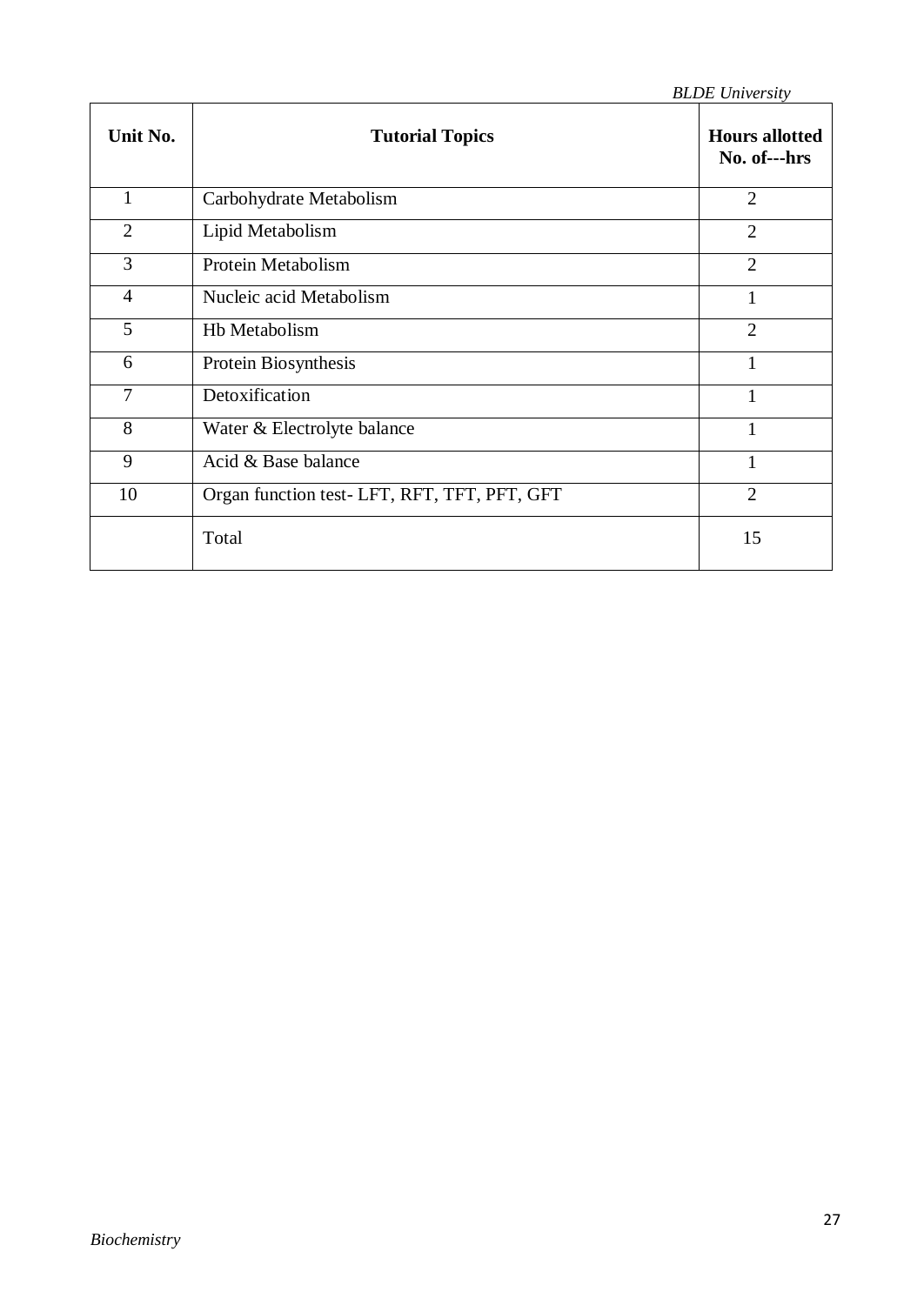| Unit No. | Tutorial Topics | Hours allotted No. of---hrs |
|---|---|---|
| 1 | Carbohydrate Metabolism | 2 |
| 2 | Lipid Metabolism | 2 |
| 3 | Protein Metabolism | 2 |
| 4 | Nucleic acid Metabolism | 1 |
| 5 | Hb Metabolism | 2 |
| 6 | Protein Biosynthesis | 1 |
| 7 | Detoxification | 1 |
| 8 | Water & Electrolyte balance | 1 |
| 9 | Acid & Base balance | 1 |
| 10 | Organ function test- LFT, RFT, TFT, PFT, GFT | 2 |
| | Total | 15 |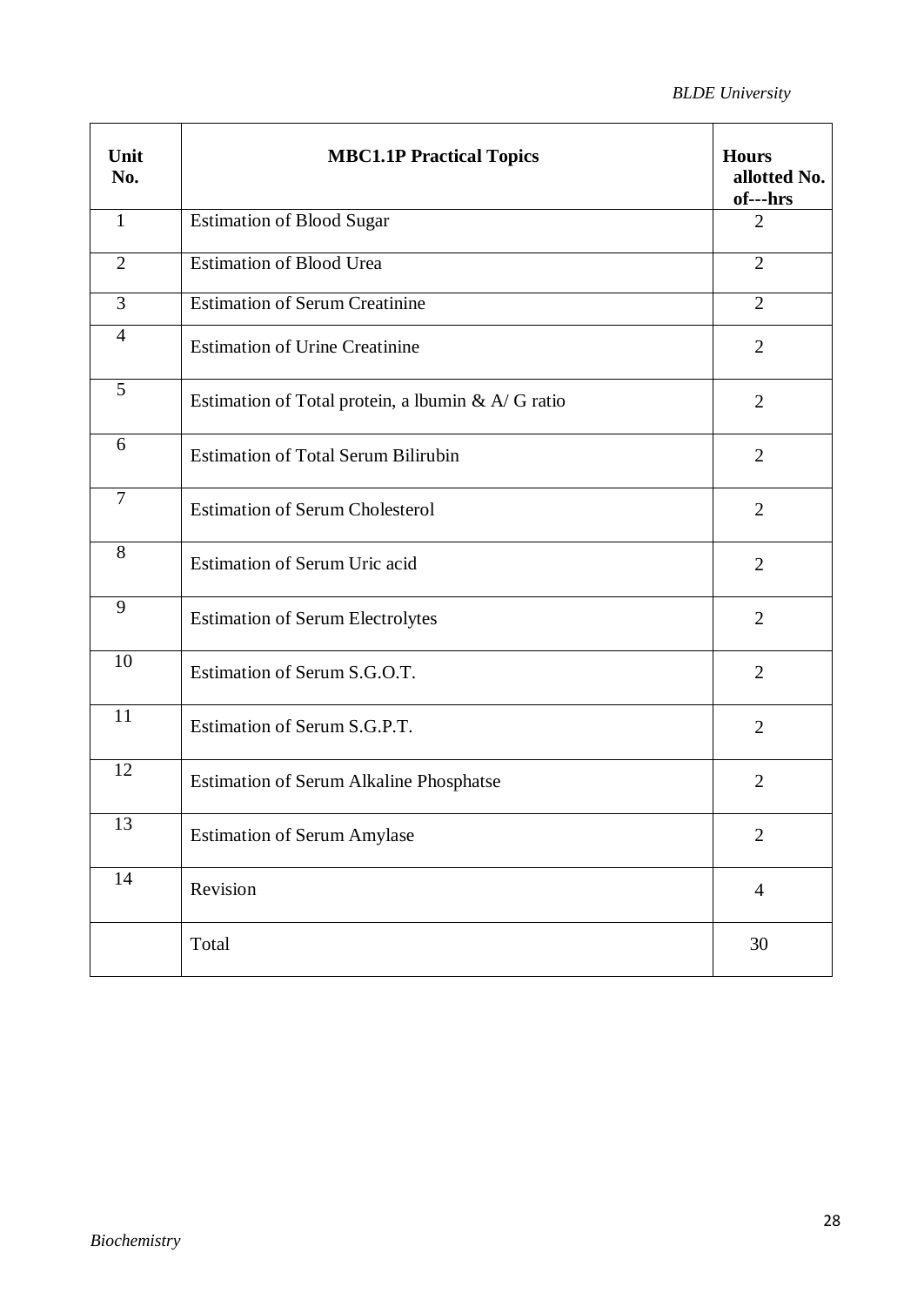| Unit No. | MBC1.1P Practical Topics | Hours allotted No. of---hrs |
|---|---|---|
| 1 | Estimation of Blood Sugar | 2 |
| 2 | Estimation of Blood Urea | 2 |
| 3 | Estimation of Serum Creatinine | 2 |
| 4 | Estimation of Urine Creatinine | 2 |
| 5 | Estimation of Total protein, a lbumin & A/ G ratio | 2 |
| 6 | Estimation of Total Serum Bilirubin | 2 |
| 7 | Estimation of Serum Cholesterol | 2 |
| 8 | Estimation of Serum Uric acid | 2 |
| 9 | Estimation of Serum Electrolytes | 2 |
| 10 | Estimation of Serum S.G.O.T. | 2 |
| 11 | Estimation of Serum S.G.P.T. | 2 |
| 12 | Estimation of Serum Alkaline Phosphatse | 2 |
| 13 | Estimation of Serum Amylase | 2 |
| 14 | Revision | 4 |
| | Total | 30 |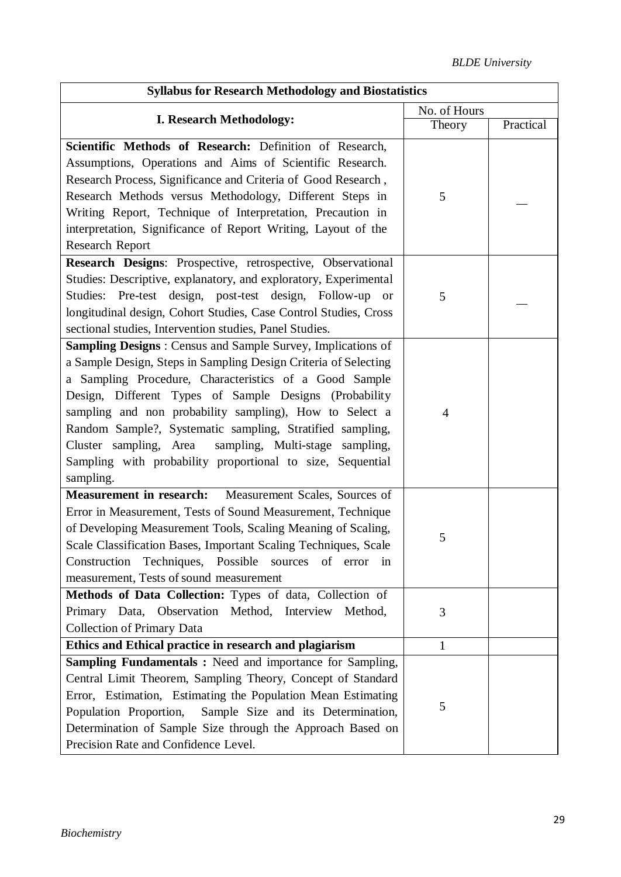| Syllabus for Research Methodology and Biostatistics | | |
|---|---|---|
| **I. Research Methodology:** | No. of Hours | |
| | Theory | Practical |
| **Scientific Methods of Research:** Definition of Research, Assumptions, Operations and Aims of Scientific Research. Research Process, Significance and Criteria of Good Research , Research Methods versus Methodology, Different Steps in Writing Report, Technique of Interpretation, Precaution in interpretation, Significance of Report Writing, Layout of the Research Report | 5 | — |
| **Research Designs**: Prospective, retrospective, Observational Studies: Descriptive, explanatory, and exploratory, Experimental Studies: Pre-test design, post-test design, Follow-up or longitudinal design, Cohort Studies, Case Control Studies, Cross sectional studies, Intervention studies, Panel Studies. | 5 | — |
| **Sampling Designs** : Census and Sample Survey, Implications of a Sample Design, Steps in Sampling Design Criteria of Selecting a Sampling Procedure, Characteristics of a Good Sample Design, Different Types of Sample Designs (Probability sampling and non probability sampling), How to Select a Random Sample?, Systematic sampling, Stratified sampling, Cluster sampling, Area sampling, Multi-stage sampling, Sampling with probability proportional to size, Sequential sampling. | 4 | |
| **Measurement in research:** Measurement Scales, Sources of Error in Measurement, Tests of Sound Measurement, Technique of Developing Measurement Tools, Scaling Meaning of Scaling, Scale Classification Bases, Important Scaling Techniques, Scale Construction Techniques, Possible sources of error in measurement, Tests of sound measurement | 5 | |
| **Methods of Data Collection:** Types of data, Collection of Primary Data, Observation Method, Interview Method, Collection of Primary Data | 3 | |
| **Ethics and Ethical practice in research and plagiarism** | 1 | |
| **Sampling Fundamentals :** Need and importance for Sampling, Central Limit Theorem, Sampling Theory, Concept of Standard Error, Estimation, Estimating the Population Mean Estimating Population Proportion, Sample Size and its Determination, Determination of Sample Size through the Approach Based on Precision Rate and Confidence Level. | 5 | |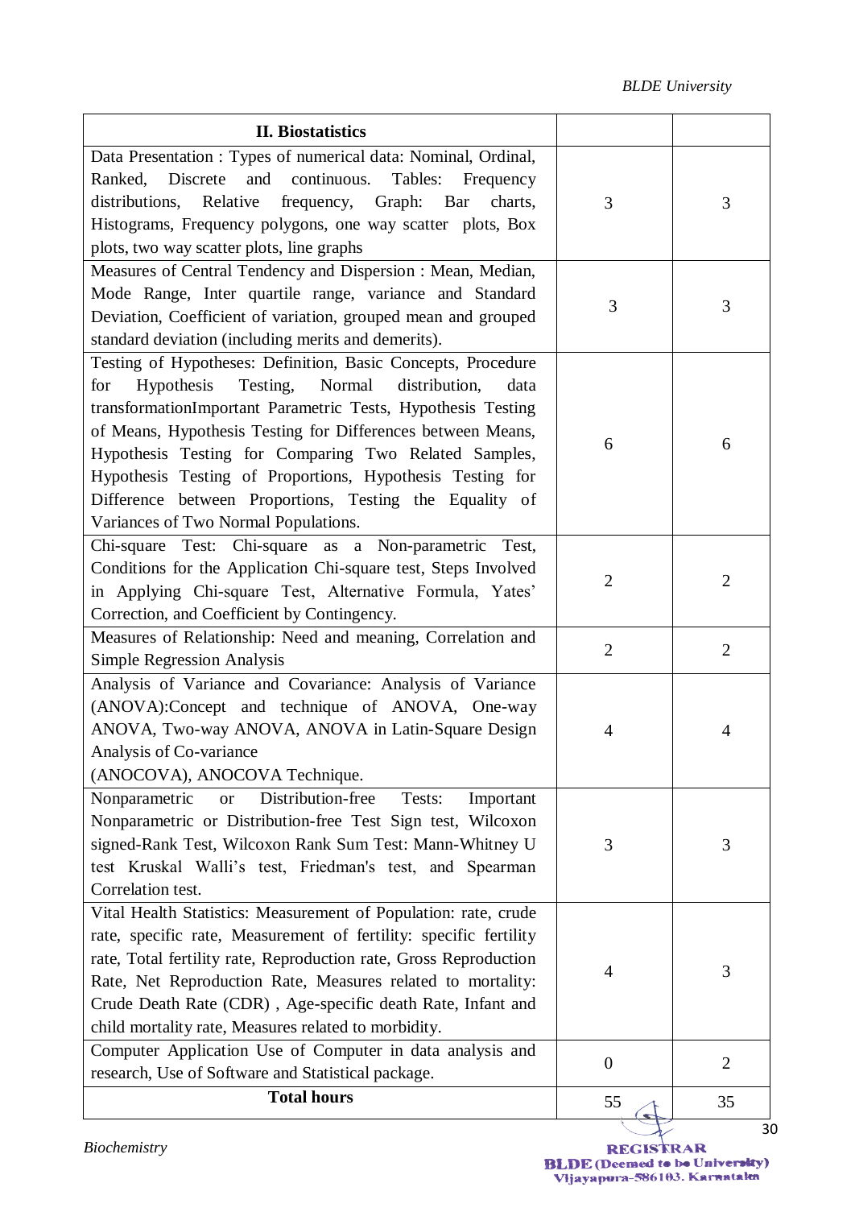| II. Biostatistics | | |
|---|---|---|
| Data Presentation : Types of numerical data: Nominal, Ordinal, Ranked, Discrete and continuous. Tables: Frequency distributions, Relative frequency, Graph: Bar charts, Histograms, Frequency polygons, one way scatter plots, Box plots, two way scatter plots, line graphs | 3 | 3 |
| Measures of Central Tendency and Dispersion : Mean, Median, Mode Range, Inter quartile range, variance and Standard Deviation, Coefficient of variation, grouped mean and grouped standard deviation (including merits and demerits). | 3 | 3 |
| Testing of Hypotheses: Definition, Basic Concepts, Procedure for Hypothesis Testing, Normal distribution, data transformationImportant Parametric Tests, Hypothesis Testing of Means, Hypothesis Testing for Differences between Means, Hypothesis Testing for Comparing Two Related Samples, Hypothesis Testing of Proportions, Hypothesis Testing for Difference between Proportions, Testing the Equality of Variances of Two Normal Populations. | 6 | 6 |
| Chi-square Test: Chi-square as a Non-parametric Test, Conditions for the Application Chi-square test, Steps Involved in Applying Chi-square Test, Alternative Formula, Yates' Correction, and Coefficient by Contingency. | 2 | 2 |
| Measures of Relationship: Need and meaning, Correlation and Simple Regression Analysis | 2 | 2 |
| Analysis of Variance and Covariance: Analysis of Variance (ANOVA):Concept and technique of ANOVA, One-way ANOVA, Two-way ANOVA, ANOVA in Latin-Square Design Analysis of Co-variance (ANOCOVA), ANOCOVA Technique. | 4 | 4 |
| Nonparametric or Distribution-free Tests: Important Nonparametric or Distribution-free Test Sign test, Wilcoxon signed-Rank Test, Wilcoxon Rank Sum Test: Mann-Whitney U test Kruskal Walli's test, Friedman's test, and Spearman Correlation test. | 3 | 3 |
| Vital Health Statistics: Measurement of Population: rate, crude rate, specific rate, Measurement of fertility: specific fertility rate, Total fertility rate, Reproduction rate, Gross Reproduction Rate, Net Reproduction Rate, Measures related to mortality: Crude Death Rate (CDR) , Age-specific death Rate, Infant and child mortality rate, Measures related to morbidity. | 4 | 3 |
| Computer Application Use of Computer in data analysis and research, Use of Software and Statistical package. | 0 | 2 |
| **Total hours** | 55 | 35 |

REGISTRAR
BLDE (Deemed to be University)
Vijayapura-586103. Karnataka